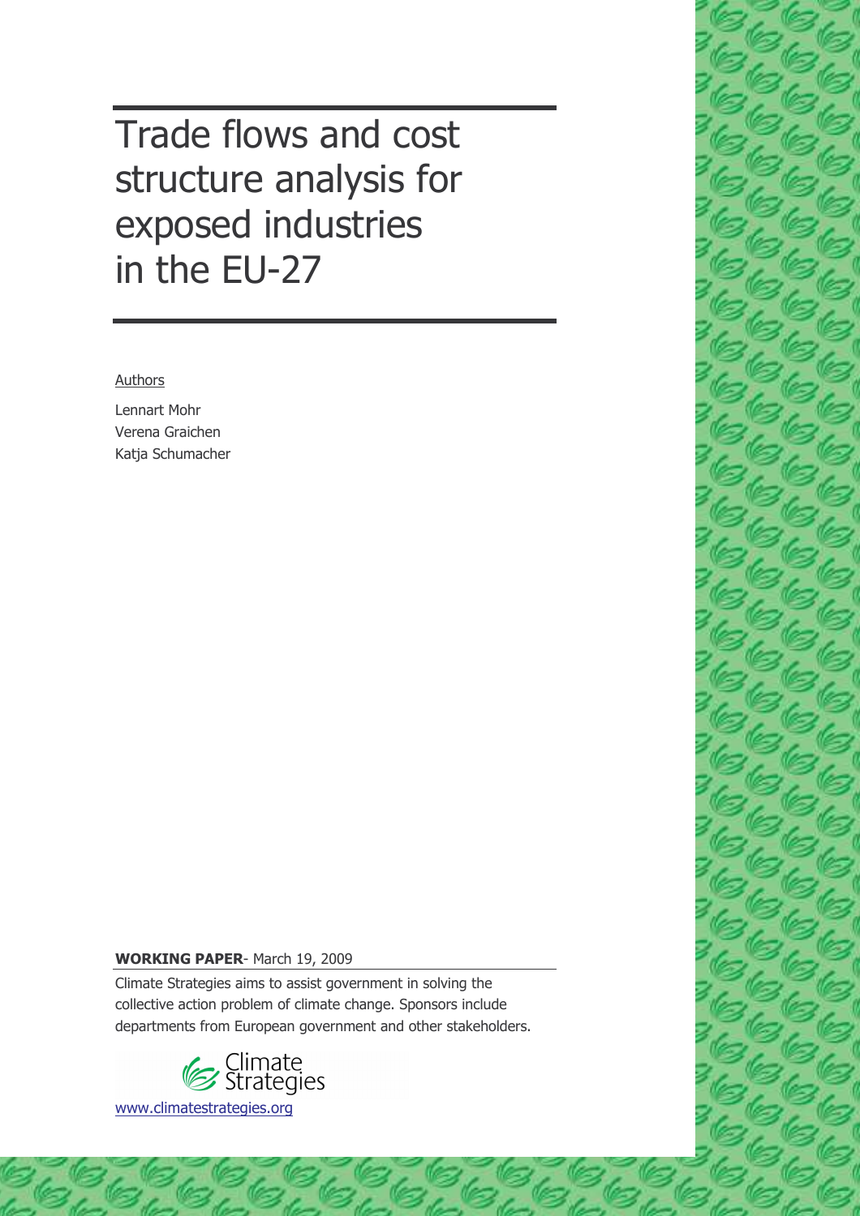# Trade flows and cost structure analysis for exposed industries in the EU-27

Authors

Lennart Mohr
Verena Graichen
Katja Schumacher

**WORKING PAPER**- March 19, 2009

Climate Strategies aims to assist government in solving the collective action problem of climate change. Sponsors include departments from European government and other stakeholders.

Climate Strategies

www.climatestrategies.org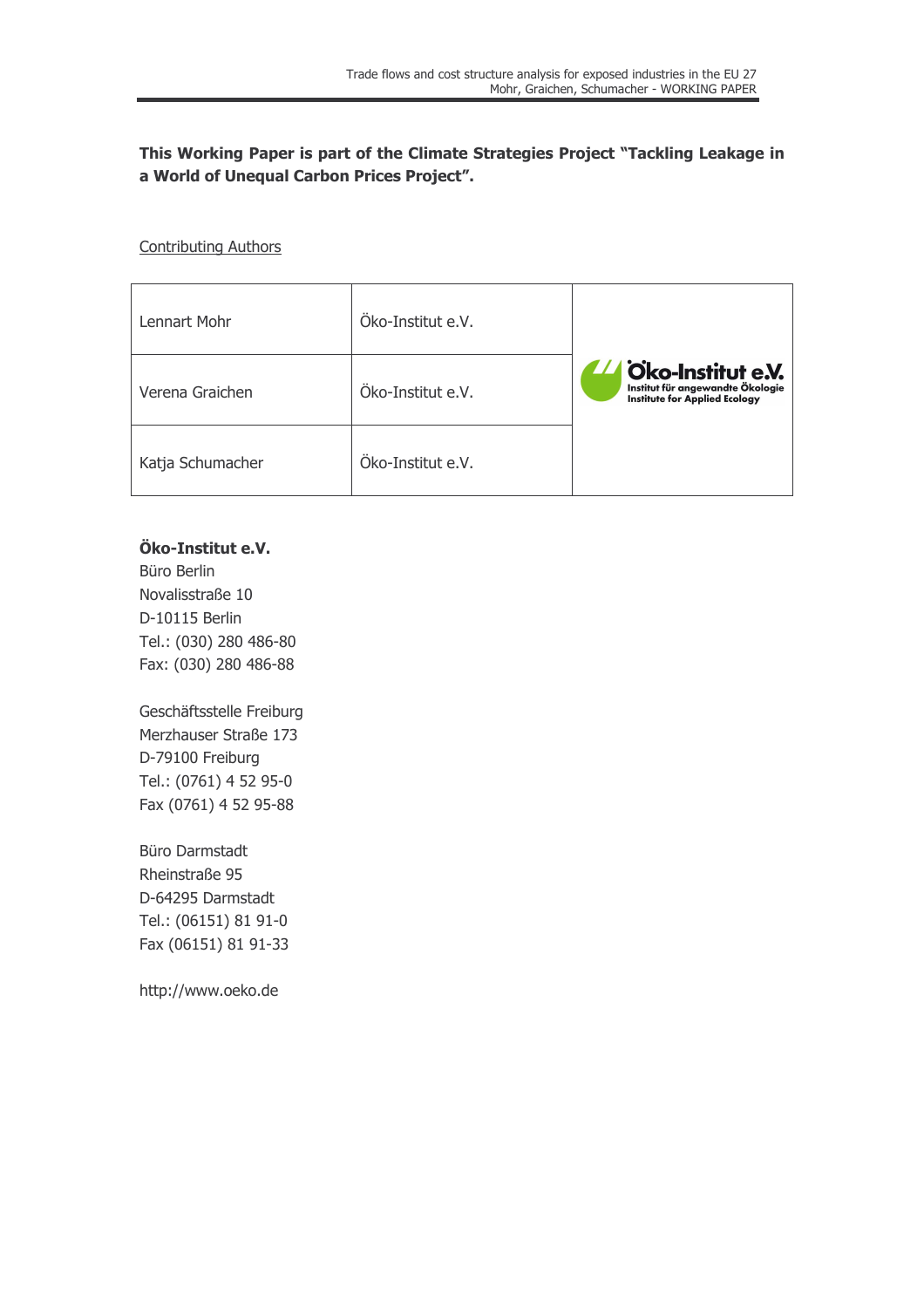**This Working Paper is part of the Climate Strategies Project "Tackling Leakage in a World of Unequal Carbon Prices Project".**

Contributing Authors

| | | |
|---|---|---|
| Lennart Mohr | Öko-Institut e.V. | Öko-Institut e.V. Institut für angewandte Ökologie Institute for Applied Ecology |
| Verena Graichen | Öko-Institut e.V. | |
| Katja Schumacher | Öko-Institut e.V. | |

**Öko-Institut e.V.**
Büro Berlin
Novalisstraße 10
D-10115 Berlin
Tel.: (030) 280 486-80
Fax: (030) 280 486-88

Geschäftsstelle Freiburg
Merzhauser Straße 173
D-79100 Freiburg
Tel.: (0761) 4 52 95-0
Fax (0761) 4 52 95-88

Büro Darmstadt
Rheinstraße 95
D-64295 Darmstadt
Tel.: (06151) 81 91-0
Fax (06151) 81 91-33

http://www.oeko.de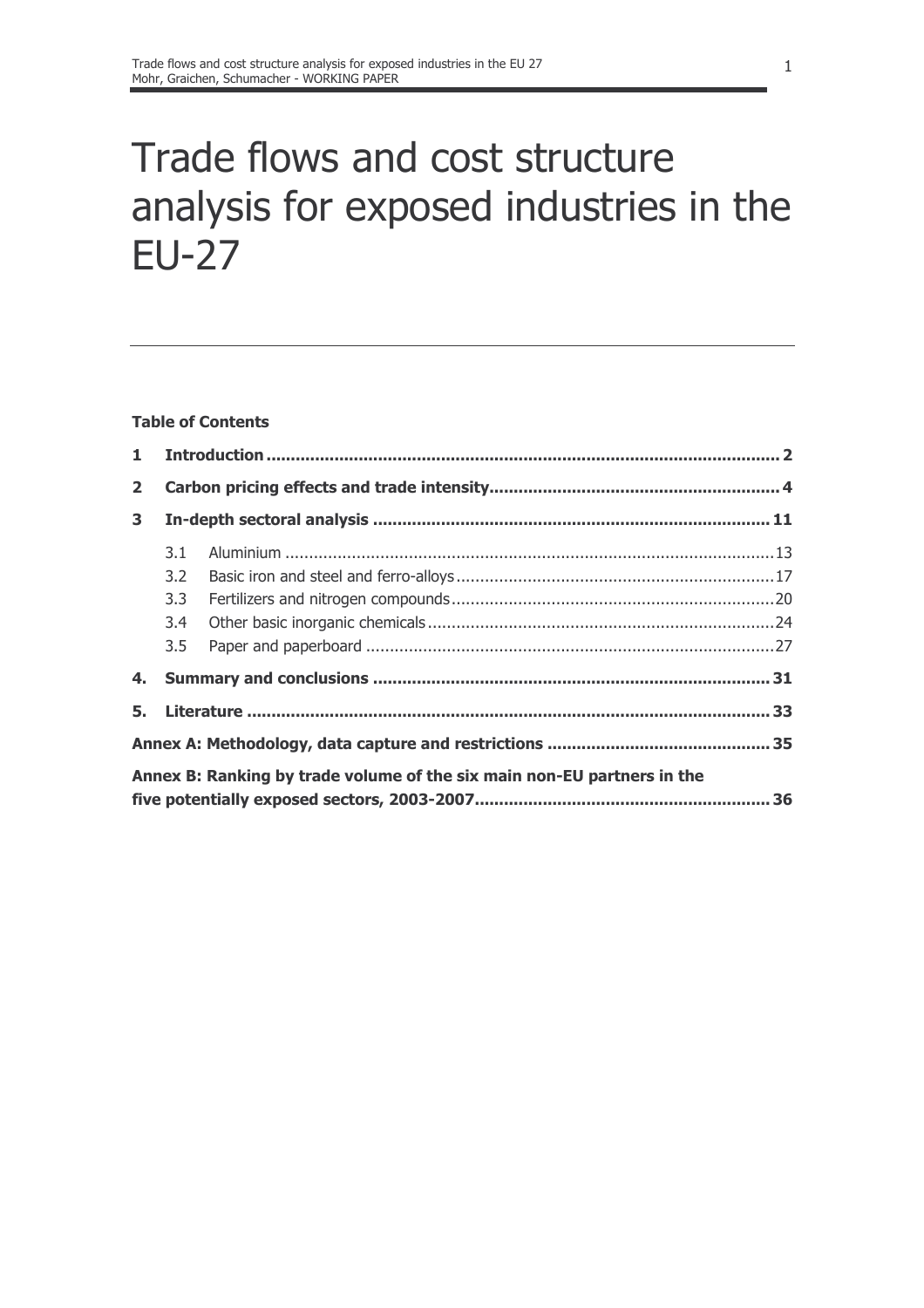# Trade flows and cost structure analysis for exposed industries in the EU-27

**Table of Contents**

**1 Introduction ........................................................................................................ 2**

**2 Carbon pricing effects and trade intensity.......................................................... 4**

**3 In-depth sectoral analysis ................................................................................ 11**

- 3.1 Aluminium .....................................................................................................13
- 3.2 Basic iron and steel and ferro-alloys .................................................................17
- 3.3 Fertilizers and nitrogen compounds...................................................................20
- 3.4 Other basic inorganic chemicals........................................................................24
- 3.5 Paper and paperboard .....................................................................................27

**4. Summary and conclusions ................................................................................ 31**

**5. Literature .......................................................................................................... 33**

**Annex A: Methodology, data capture and restrictions ............................................ 35**

**Annex B: Ranking by trade volume of the six main non-EU partners in the five potentially exposed sectors, 2003-2007........................................................... 36**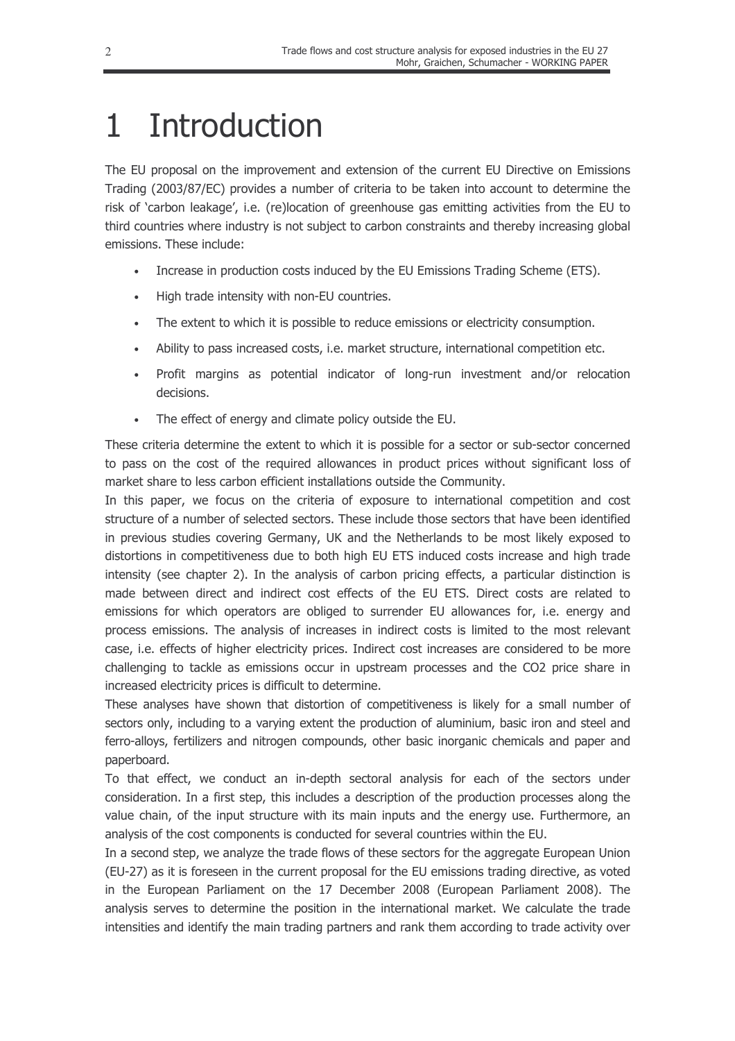# 1 Introduction

The EU proposal on the improvement and extension of the current EU Directive on Emissions Trading (2003/87/EC) provides a number of criteria to be taken into account to determine the risk of 'carbon leakage', i.e. (re)location of greenhouse gas emitting activities from the EU to third countries where industry is not subject to carbon constraints and thereby increasing global emissions. These include:

- Increase in production costs induced by the EU Emissions Trading Scheme (ETS).
- High trade intensity with non-EU countries.
- The extent to which it is possible to reduce emissions or electricity consumption.
- Ability to pass increased costs, i.e. market structure, international competition etc.
- Profit margins as potential indicator of long-run investment and/or relocation decisions.
- The effect of energy and climate policy outside the EU.

These criteria determine the extent to which it is possible for a sector or sub-sector concerned to pass on the cost of the required allowances in product prices without significant loss of market share to less carbon efficient installations outside the Community.

In this paper, we focus on the criteria of exposure to international competition and cost structure of a number of selected sectors. These include those sectors that have been identified in previous studies covering Germany, UK and the Netherlands to be most likely exposed to distortions in competitiveness due to both high EU ETS induced costs increase and high trade intensity (see chapter 2). In the analysis of carbon pricing effects, a particular distinction is made between direct and indirect cost effects of the EU ETS. Direct costs are related to emissions for which operators are obliged to surrender EU allowances for, i.e. energy and process emissions. The analysis of increases in indirect costs is limited to the most relevant case, i.e. effects of higher electricity prices. Indirect cost increases are considered to be more challenging to tackle as emissions occur in upstream processes and the CO2 price share in increased electricity prices is difficult to determine.

These analyses have shown that distortion of competitiveness is likely for a small number of sectors only, including to a varying extent the production of aluminium, basic iron and steel and ferro-alloys, fertilizers and nitrogen compounds, other basic inorganic chemicals and paper and paperboard.

To that effect, we conduct an in-depth sectoral analysis for each of the sectors under consideration. In a first step, this includes a description of the production processes along the value chain, of the input structure with its main inputs and the energy use. Furthermore, an analysis of the cost components is conducted for several countries within the EU.

In a second step, we analyze the trade flows of these sectors for the aggregate European Union (EU-27) as it is foreseen in the current proposal for the EU emissions trading directive, as voted in the European Parliament on the 17 December 2008 (European Parliament 2008). The analysis serves to determine the position in the international market. We calculate the trade intensities and identify the main trading partners and rank them according to trade activity over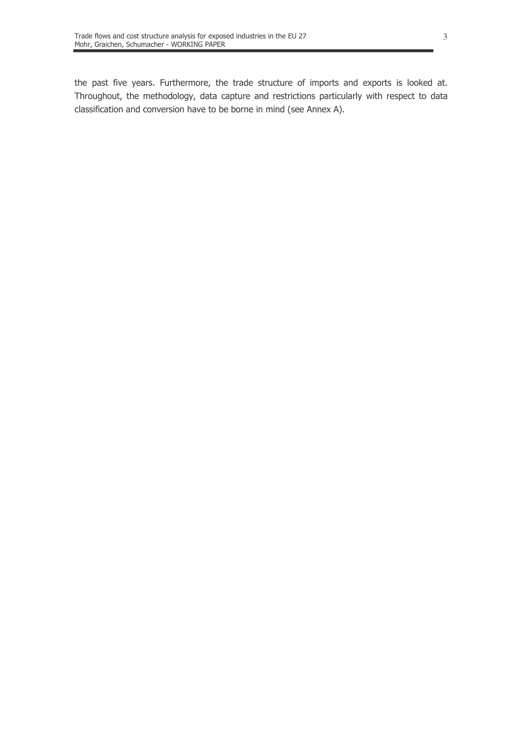the past five years. Furthermore, the trade structure of imports and exports is looked at. Throughout, the methodology, data capture and restrictions particularly with respect to data classification and conversion have to be borne in mind (see Annex A).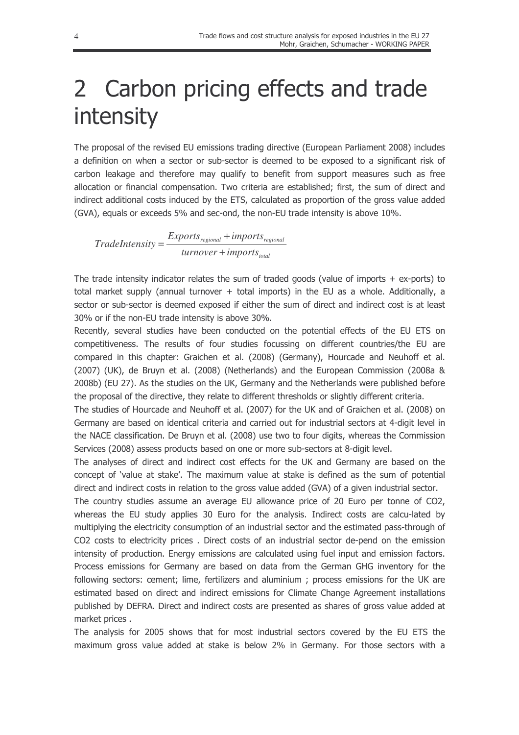# 2 Carbon pricing effects and trade intensity

The proposal of the revised EU emissions trading directive (European Parliament 2008) includes a definition on when a sector or sub-sector is deemed to be exposed to a significant risk of carbon leakage and therefore may qualify to benefit from support measures such as free allocation or financial compensation. Two criteria are established; first, the sum of direct and indirect additional costs induced by the ETS, calculated as proportion of the gross value added (GVA), equals or exceeds 5% and sec-ond, the non-EU trade intensity is above 10%.

$$TradeIntensity = \frac{Exports_{regional} + imports_{regional}}{turnover + imports_{total}}$$

The trade intensity indicator relates the sum of traded goods (value of imports + ex-ports) to total market supply (annual turnover + total imports) in the EU as a whole. Additionally, a sector or sub-sector is deemed exposed if either the sum of direct and indirect cost is at least 30% or if the non-EU trade intensity is above 30%.

Recently, several studies have been conducted on the potential effects of the EU ETS on competitiveness. The results of four studies focussing on different countries/the EU are compared in this chapter: Graichen et al. (2008) (Germany), Hourcade and Neuhoff et al. (2007) (UK), de Bruyn et al. (2008) (Netherlands) and the European Commission (2008a & 2008b) (EU 27). As the studies on the UK, Germany and the Netherlands were published before the proposal of the directive, they relate to different thresholds or slightly different criteria.

The studies of Hourcade and Neuhoff et al. (2007) for the UK and of Graichen et al. (2008) on Germany are based on identical criteria and carried out for industrial sectors at 4-digit level in the NACE classification. De Bruyn et al. (2008) use two to four digits, whereas the Commission Services (2008) assess products based on one or more sub-sectors at 8-digit level.

The analyses of direct and indirect cost effects for the UK and Germany are based on the concept of 'value at stake'. The maximum value at stake is defined as the sum of potential direct and indirect costs in relation to the gross value added (GVA) of a given industrial sector.

The country studies assume an average EU allowance price of 20 Euro per tonne of CO2, whereas the EU study applies 30 Euro for the analysis. Indirect costs are calcu-lated by multiplying the electricity consumption of an industrial sector and the estimated pass-through of CO2 costs to electricity prices . Direct costs of an industrial sector de-pend on the emission intensity of production. Energy emissions are calculated using fuel input and emission factors. Process emissions for Germany are based on data from the German GHG inventory for the following sectors: cement; lime, fertilizers and aluminium ; process emissions for the UK are estimated based on direct and indirect emissions for Climate Change Agreement installations published by DEFRA. Direct and indirect costs are presented as shares of gross value added at market prices .

The analysis for 2005 shows that for most industrial sectors covered by the EU ETS the maximum gross value added at stake is below 2% in Germany. For those sectors with a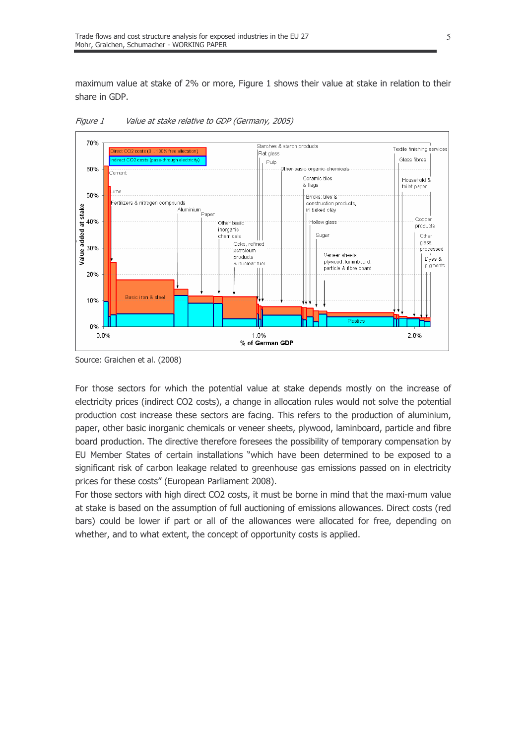maximum value at stake of 2% or more, Figure 1 shows their value at stake in relation to their share in GDP.

*Figure 1        Value at stake relative to GDP (Germany, 2005)*

Source: Graichen et al. (2008)

For those sectors for which the potential value at stake depends mostly on the increase of electricity prices (indirect CO2 costs), a change in allocation rules would not solve the potential production cost increase these sectors are facing. This refers to the production of aluminium, paper, other basic inorganic chemicals or veneer sheets, plywood, laminboard, particle and fibre board production. The directive therefore foresees the possibility of temporary compensation by EU Member States of certain installations "which have been determined to be exposed to a significant risk of carbon leakage related to greenhouse gas emissions passed on in electricity prices for these costs" (European Parliament 2008).

For those sectors with high direct CO2 costs, it must be borne in mind that the maxi-mum value at stake is based on the assumption of full auctioning of emissions allowances. Direct costs (red bars) could be lower if part or all of the allowances were allocated for free, depending on whether, and to what extent, the concept of opportunity costs is applied.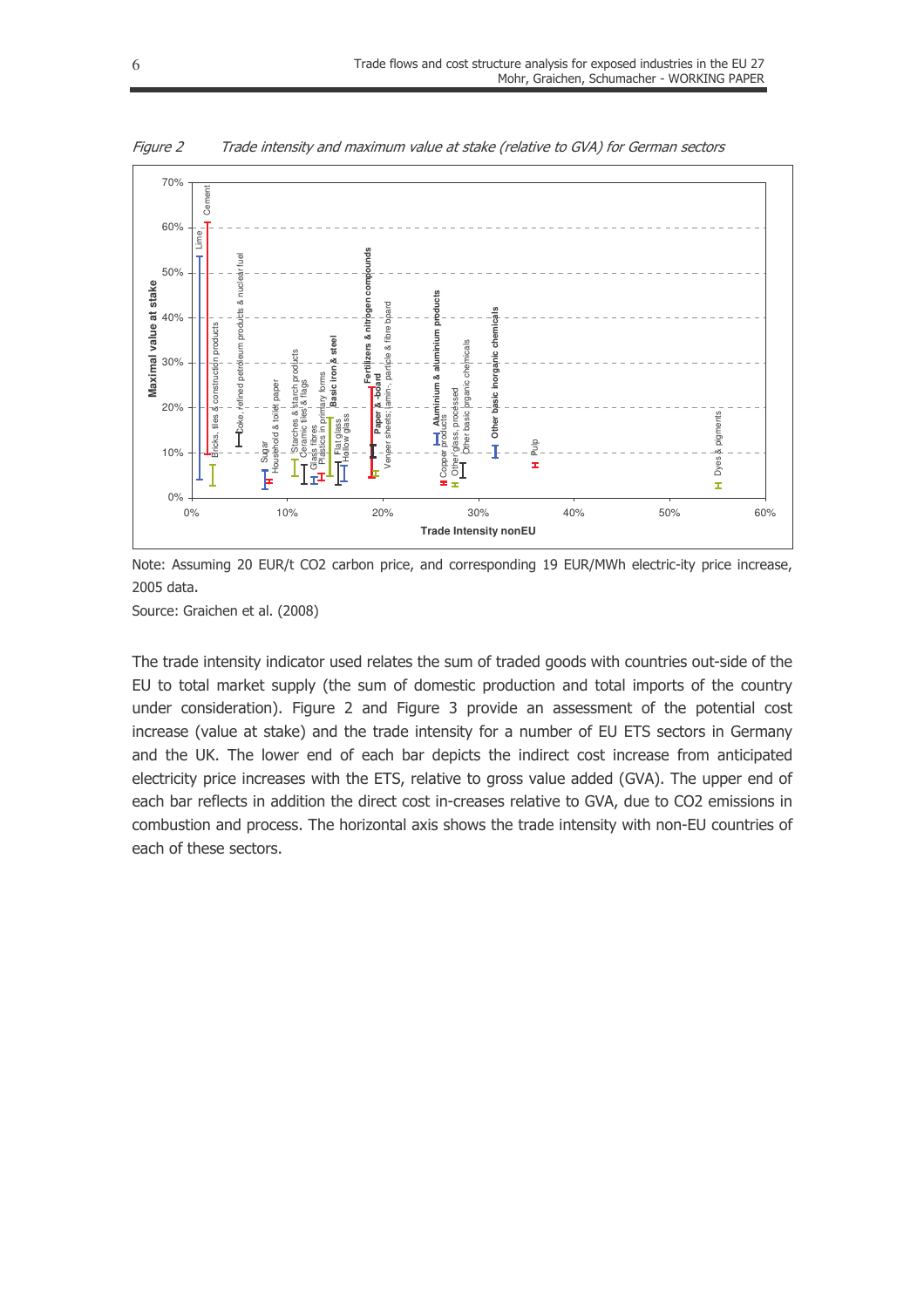*Figure 2 Trade intensity and maximum value at stake (relative to GVA) for German sectors*

Note: Assuming 20 EUR/t CO2 carbon price, and corresponding 19 EUR/MWh electric-ity price increase, 2005 data.

Source: Graichen et al. (2008)

The trade intensity indicator used relates the sum of traded goods with countries out-side of the EU to total market supply (the sum of domestic production and total imports of the country under consideration). Figure 2 and Figure 3 provide an assessment of the potential cost increase (value at stake) and the trade intensity for a number of EU ETS sectors in Germany and the UK. The lower end of each bar depicts the indirect cost increase from anticipated electricity price increases with the ETS, relative to gross value added (GVA). The upper end of each bar reflects in addition the direct cost in-creases relative to GVA, due to CO2 emissions in combustion and process. The horizontal axis shows the trade intensity with non-EU countries of each of these sectors.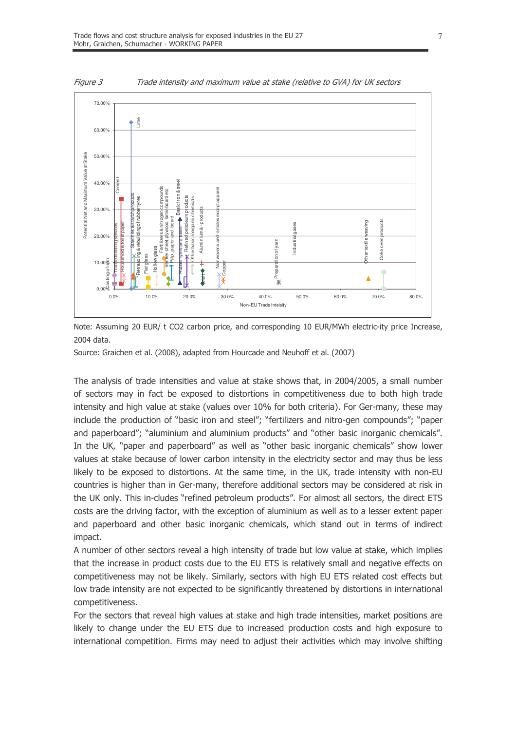*Figure 3 Trade intensity and maximum value at stake (relative to GVA) for UK sectors*

Note: Assuming 20 EUR/ t CO2 carbon price, and corresponding 10 EUR/MWh electric-ity price Increase, 2004 data.

Source: Graichen et al. (2008), adapted from Hourcade and Neuhoff et al. (2007)

The analysis of trade intensities and value at stake shows that, in 2004/2005, a small number of sectors may in fact be exposed to distortions in competitiveness due to both high trade intensity and high value at stake (values over 10% for both criteria). For Ger-many, these may include the production of "basic iron and steel"; "fertilizers and nitro-gen compounds"; "paper and paperboard"; "aluminium and aluminium products" and "other basic inorganic chemicals". In the UK, "paper and paperboard" as well as "other basic inorganic chemicals" show lower values at stake because of lower carbon intensity in the electricity sector and may thus be less likely to be exposed to distortions. At the same time, in the UK, trade intensity with non-EU countries is higher than in Ger-many, therefore additional sectors may be considered at risk in the UK only. This in-cludes "refined petroleum products". For almost all sectors, the direct ETS costs are the driving factor, with the exception of aluminium as well as to a lesser extent paper and paperboard and other basic inorganic chemicals, which stand out in terms of indirect impact.

A number of other sectors reveal a high intensity of trade but low value at stake, which implies that the increase in product costs due to the EU ETS is relatively small and negative effects on competitiveness may not be likely. Similarly, sectors with high EU ETS related cost effects but low trade intensity are not expected to be significantly threatened by distortions in international competitiveness.

For the sectors that reveal high values at stake and high trade intensities, market positions are likely to change under the EU ETS due to increased production costs and high exposure to international competition. Firms may need to adjust their activities which may involve shifting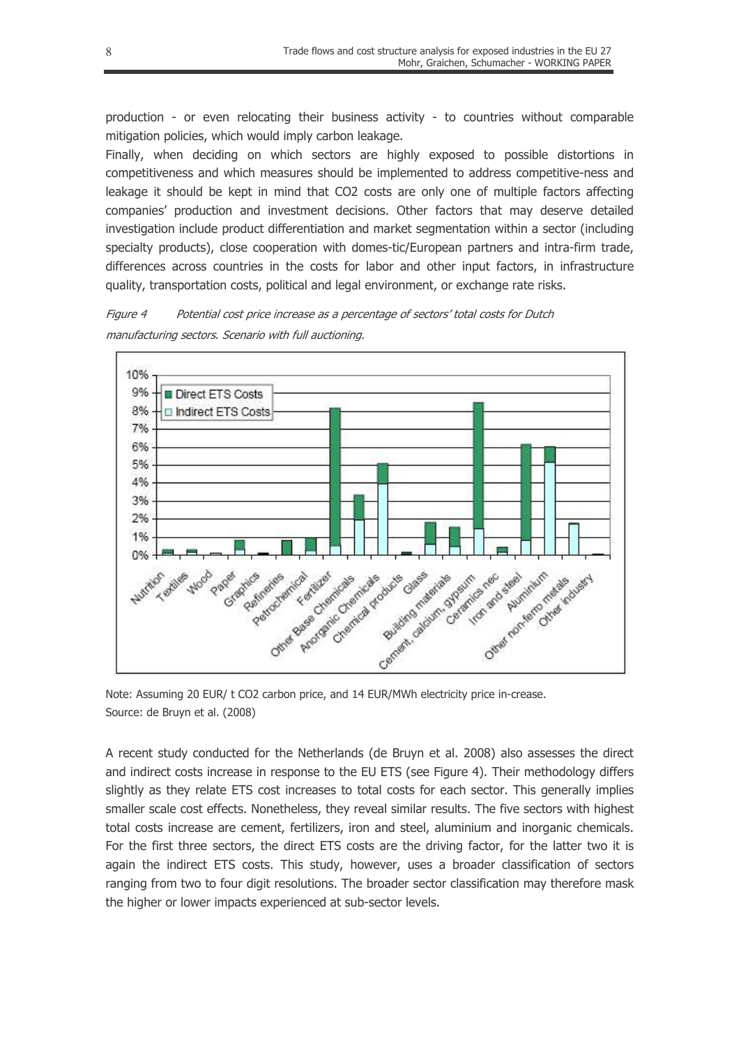production - or even relocating their business activity - to countries without comparable mitigation policies, which would imply carbon leakage.

Finally, when deciding on which sectors are highly exposed to possible distortions in competitiveness and which measures should be implemented to address competitive-ness and leakage it should be kept in mind that CO2 costs are only one of multiple factors affecting companies' production and investment decisions. Other factors that may deserve detailed investigation include product differentiation and market segmentation within a sector (including specialty products), close cooperation with domes-tic/European partners and intra-firm trade, differences across countries in the costs for labor and other input factors, in infrastructure quality, transportation costs, political and legal environment, or exchange rate risks.

*Figure 4 Potential cost price increase as a percentage of sectors' total costs for Dutch manufacturing sectors. Scenario with full auctioning.*

Note: Assuming 20 EUR/ t CO2 carbon price, and 14 EUR/MWh electricity price in-crease.
Source: de Bruyn et al. (2008)

A recent study conducted for the Netherlands (de Bruyn et al. 2008) also assesses the direct and indirect costs increase in response to the EU ETS (see Figure 4). Their methodology differs slightly as they relate ETS cost increases to total costs for each sector. This generally implies smaller scale cost effects. Nonetheless, they reveal similar results. The five sectors with highest total costs increase are cement, fertilizers, iron and steel, aluminium and inorganic chemicals. For the first three sectors, the direct ETS costs are the driving factor, for the latter two it is again the indirect ETS costs. This study, however, uses a broader classification of sectors ranging from two to four digit resolutions. The broader sector classification may therefore mask the higher or lower impacts experienced at sub-sector levels.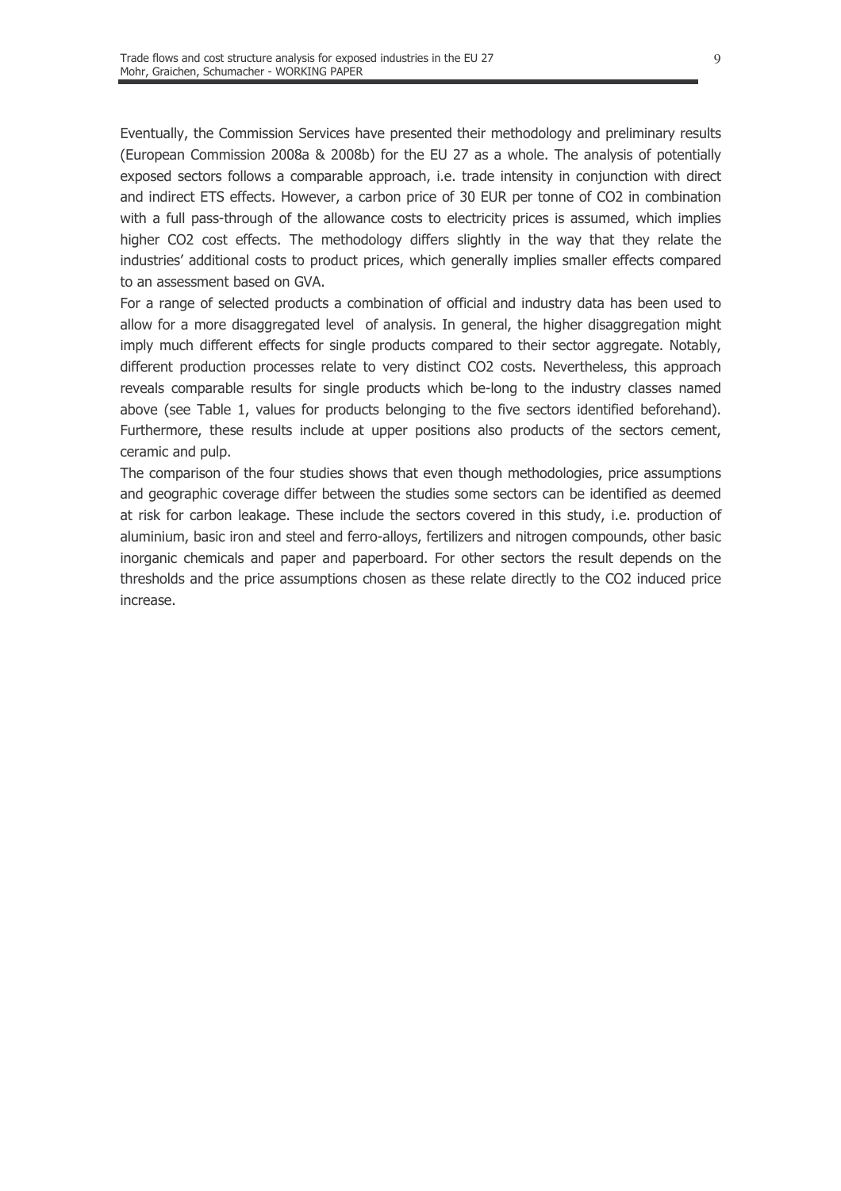Eventually, the Commission Services have presented their methodology and preliminary results (European Commission 2008a & 2008b) for the EU 27 as a whole. The analysis of potentially exposed sectors follows a comparable approach, i.e. trade intensity in conjunction with direct and indirect ETS effects. However, a carbon price of 30 EUR per tonne of CO2 in combination with a full pass-through of the allowance costs to electricity prices is assumed, which implies higher CO2 cost effects. The methodology differs slightly in the way that they relate the industries' additional costs to product prices, which generally implies smaller effects compared to an assessment based on GVA.

For a range of selected products a combination of official and industry data has been used to allow for a more disaggregated level of analysis. In general, the higher disaggregation might imply much different effects for single products compared to their sector aggregate. Notably, different production processes relate to very distinct CO2 costs. Nevertheless, this approach reveals comparable results for single products which be-long to the industry classes named above (see Table 1, values for products belonging to the five sectors identified beforehand). Furthermore, these results include at upper positions also products of the sectors cement, ceramic and pulp.

The comparison of the four studies shows that even though methodologies, price assumptions and geographic coverage differ between the studies some sectors can be identified as deemed at risk for carbon leakage. These include the sectors covered in this study, i.e. production of aluminium, basic iron and steel and ferro-alloys, fertilizers and nitrogen compounds, other basic inorganic chemicals and paper and paperboard. For other sectors the result depends on the thresholds and the price assumptions chosen as these relate directly to the CO2 induced price increase.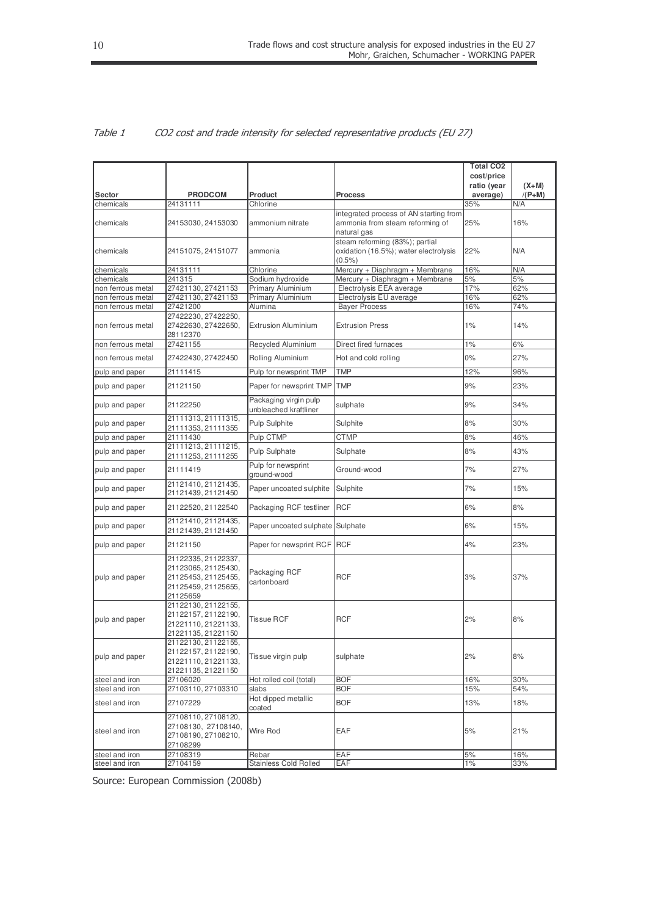*Table 1 CO2 cost and trade intensity for selected representative products (EU 27)*

| Sector | PRODCOM | Product | Process | Total CO2 cost/price ratio (year average) | (X+M) /(P+M) |
|---|---|---|---|---|---|
| chemicals | 24131111 | Chlorine | | 35% | N/A |
| chemicals | 24153030, 24153030 | ammonium nitrate | integrated process of AN starting from ammonia from steam reforming of natural gas | 25% | 16% |
| chemicals | 24151075, 24151077 | ammonia | steam reforming (83%); partial oxidation (16.5%); water electrolysis (0.5%) | 22% | N/A |
| chemicals | 24131111 | Chlorine | Mercury + Diaphragm + Membrane | 16% | N/A |
| chemicals | 241315 | Sodium hydroxide | Mercury + Diaphragm + Membrane | 5% | 5% |
| non ferrous metal | 27421130, 27421153 | Primary Aluminium | Electrolysis EEA average | 17% | 62% |
| non ferrous metal | 27421130, 27421153 | Primary Aluminium | Electrolysis EU average | 16% | 62% |
| non ferrous metal | 27421200 | Alumina | Bayer Process | 16% | 74% |
| non ferrous metal | 27422230, 27422250, 27422630, 27422650, 28112370 | Extrusion Aluminium | Extrusion Press | 1% | 14% |
| non ferrous metal | 27421155 | Recycled Aluminium | Direct fired furnaces | 1% | 6% |
| non ferrous metal | 27422430, 27422450 | Rolling Aluminium | Hot and cold rolling | 0% | 27% |
| pulp and paper | 21111415 | Pulp for newsprint TMP | TMP | 12% | 96% |
| pulp and paper | 21121150 | Paper for newsprint TMP | TMP | 9% | 23% |
| pulp and paper | 21122250 | Packaging virgin pulp unbleached kraftliner | sulphate | 9% | 34% |
| pulp and paper | 21111313, 21111315, 21111353, 21111355 | Pulp Sulphite | Sulphite | 8% | 30% |
| pulp and paper | 21111430 | Pulp CTMP | CTMP | 8% | 46% |
| pulp and paper | 21111213, 21111215, 21111253, 21111255 | Pulp Sulphate | Sulphate | 8% | 43% |
| pulp and paper | 21111419 | Pulp for newsprint ground-wood | Ground-wood | 7% | 27% |
| pulp and paper | 21121410, 21121435, 21121439, 21121450 | Paper uncoated sulphite | Sulphite | 7% | 15% |
| pulp and paper | 21122520, 21122540 | Packaging RCF testliner | RCF | 6% | 8% |
| pulp and paper | 21121410, 21121435, 21121439, 21121450 | Paper uncoated sulphate | Sulphate | 6% | 15% |
| pulp and paper | 21121150 | Paper for newsprint RCF | RCF | 4% | 23% |
| pulp and paper | 21122335, 21122337, 21123065, 21125430, 21125453, 21125455, 21125459, 21125655, 21125659 | Packaging RCF cartonboard | RCF | 3% | 37% |
| pulp and paper | 21122130, 21122155, 21122157, 21122190, 21221110, 21221133, 21221135, 21221150 | Tissue RCF | RCF | 2% | 8% |
| pulp and paper | 21122130, 21122155, 21122157, 21122190, 21221110, 21221133, 21221135, 21221150 | Tissue virgin pulp | sulphate | 2% | 8% |
| steel and iron | 27106020 | Hot rolled coil (total) | BOF | 16% | 30% |
| steel and iron | 27103110, 27103310 | slabs | BOF | 15% | 54% |
| steel and iron | 27107229 | Hot dipped metallic coated | BOF | 13% | 18% |
| steel and iron | 27108110, 27108120, 27108130, 27108140, 27108190, 27108210, 27108299 | Wire Rod | EAF | 5% | 21% |
| steel and iron | 27108319 | Rebar | EAF | 5% | 16% |
| steel and iron | 27104159 | Stainless Cold Rolled | EAF | 1% | 33% |

Source: European Commission (2008b)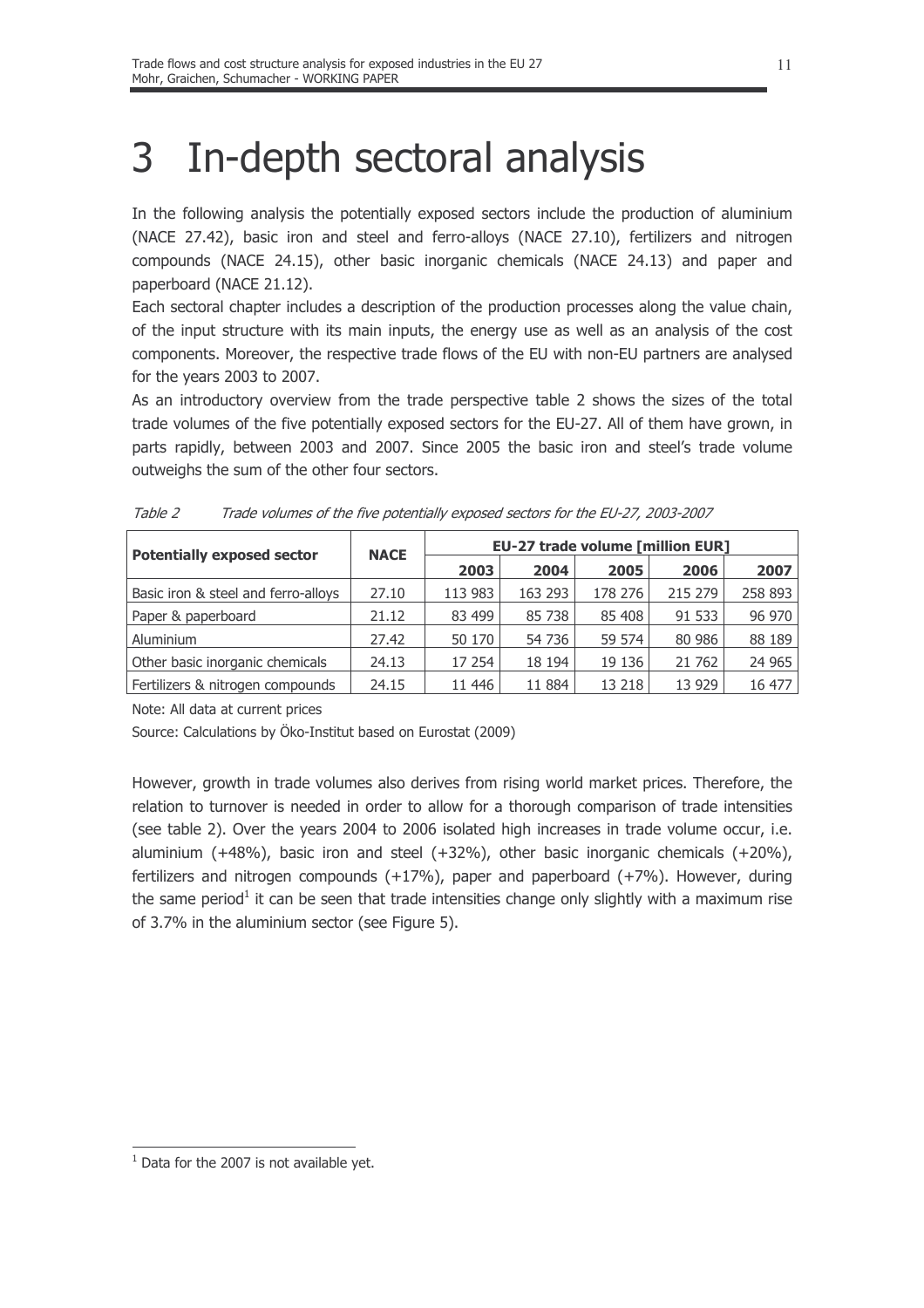# 3 In-depth sectoral analysis

In the following analysis the potentially exposed sectors include the production of aluminium (NACE 27.42), basic iron and steel and ferro-alloys (NACE 27.10), fertilizers and nitrogen compounds (NACE 24.15), other basic inorganic chemicals (NACE 24.13) and paper and paperboard (NACE 21.12).

Each sectoral chapter includes a description of the production processes along the value chain, of the input structure with its main inputs, the energy use as well as an analysis of the cost components. Moreover, the respective trade flows of the EU with non-EU partners are analysed for the years 2003 to 2007.

As an introductory overview from the trade perspective table 2 shows the sizes of the total trade volumes of the five potentially exposed sectors for the EU-27. All of them have grown, in parts rapidly, between 2003 and 2007. Since 2005 the basic iron and steel's trade volume outweighs the sum of the other four sectors.

*Table 2 Trade volumes of the five potentially exposed sectors for the EU-27, 2003-2007*

| Potentially exposed sector | NACE | EU-27 trade volume [million EUR] | | | | |
|---|---|---|---|---|---|---|
| | | 2003 | 2004 | 2005 | 2006 | 2007 |
| Basic iron & steel and ferro-alloys | 27.10 | 113 983 | 163 293 | 178 276 | 215 279 | 258 893 |
| Paper & paperboard | 21.12 | 83 499 | 85 738 | 85 408 | 91 533 | 96 970 |
| Aluminium | 27.42 | 50 170 | 54 736 | 59 574 | 80 986 | 88 189 |
| Other basic inorganic chemicals | 24.13 | 17 254 | 18 194 | 19 136 | 21 762 | 24 965 |
| Fertilizers & nitrogen compounds | 24.15 | 11 446 | 11 884 | 13 218 | 13 929 | 16 477 |

Note: All data at current prices

Source: Calculations by Öko-Institut based on Eurostat (2009)

However, growth in trade volumes also derives from rising world market prices. Therefore, the relation to turnover is needed in order to allow for a thorough comparison of trade intensities (see table 2). Over the years 2004 to 2006 isolated high increases in trade volume occur, i.e. aluminium (+48%), basic iron and steel (+32%), other basic inorganic chemicals (+20%), fertilizers and nitrogen compounds (+17%), paper and paperboard (+7%). However, during the same period[1] it can be seen that trade intensities change only slightly with a maximum rise of 3.7% in the aluminium sector (see Figure 5).

[1] Data for the 2007 is not available yet.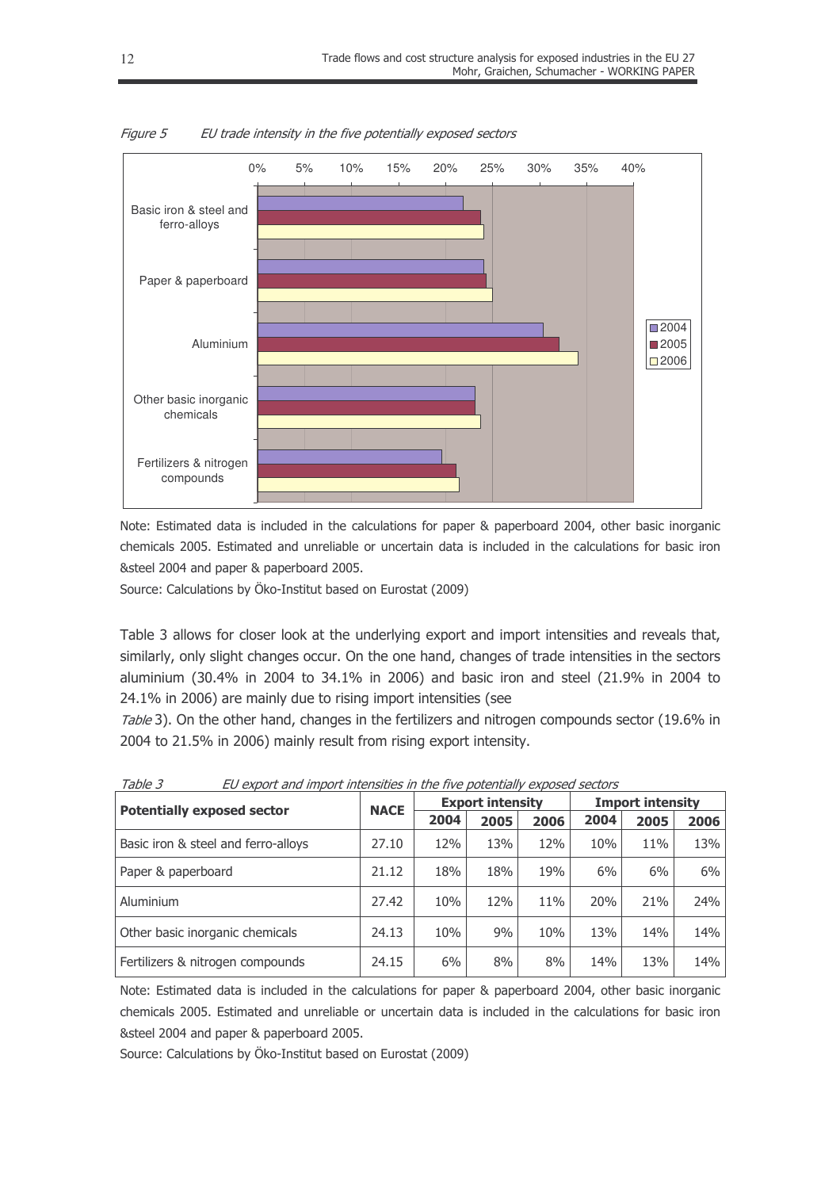*Figure 5 EU trade intensity in the five potentially exposed sectors*

Note: Estimated data is included in the calculations for paper & paperboard 2004, other basic inorganic chemicals 2005. Estimated and unreliable or uncertain data is included in the calculations for basic iron &steel 2004 and paper & paperboard 2005.

Source: Calculations by Öko-Institut based on Eurostat (2009)

Table 3 allows for closer look at the underlying export and import intensities and reveals that, similarly, only slight changes occur. On the one hand, changes of trade intensities in the sectors aluminium (30.4% in 2004 to 34.1% in 2006) and basic iron and steel (21.9% in 2004 to 24.1% in 2006) are mainly due to rising import intensities (see

*Table* 3). On the other hand, changes in the fertilizers and nitrogen compounds sector (19.6% in 2004 to 21.5% in 2006) mainly result from rising export intensity.

*Table 3 EU export and import intensities in the five potentially exposed sectors*

| Potentially exposed sector | NACE | Export intensity | | | Import intensity | | |
|---|---|---|---|---|---|---|---|
| | | 2004 | 2005 | 2006 | 2004 | 2005 | 2006 |
| Basic iron & steel and ferro-alloys | 27.10 | 12% | 13% | 12% | 10% | 11% | 13% |
| Paper & paperboard | 21.12 | 18% | 18% | 19% | 6% | 6% | 6% |
| Aluminium | 27.42 | 10% | 12% | 11% | 20% | 21% | 24% |
| Other basic inorganic chemicals | 24.13 | 10% | 9% | 10% | 13% | 14% | 14% |
| Fertilizers & nitrogen compounds | 24.15 | 6% | 8% | 8% | 14% | 13% | 14% |

Note: Estimated data is included in the calculations for paper & paperboard 2004, other basic inorganic chemicals 2005. Estimated and unreliable or uncertain data is included in the calculations for basic iron &steel 2004 and paper & paperboard 2005.

Source: Calculations by Öko-Institut based on Eurostat (2009)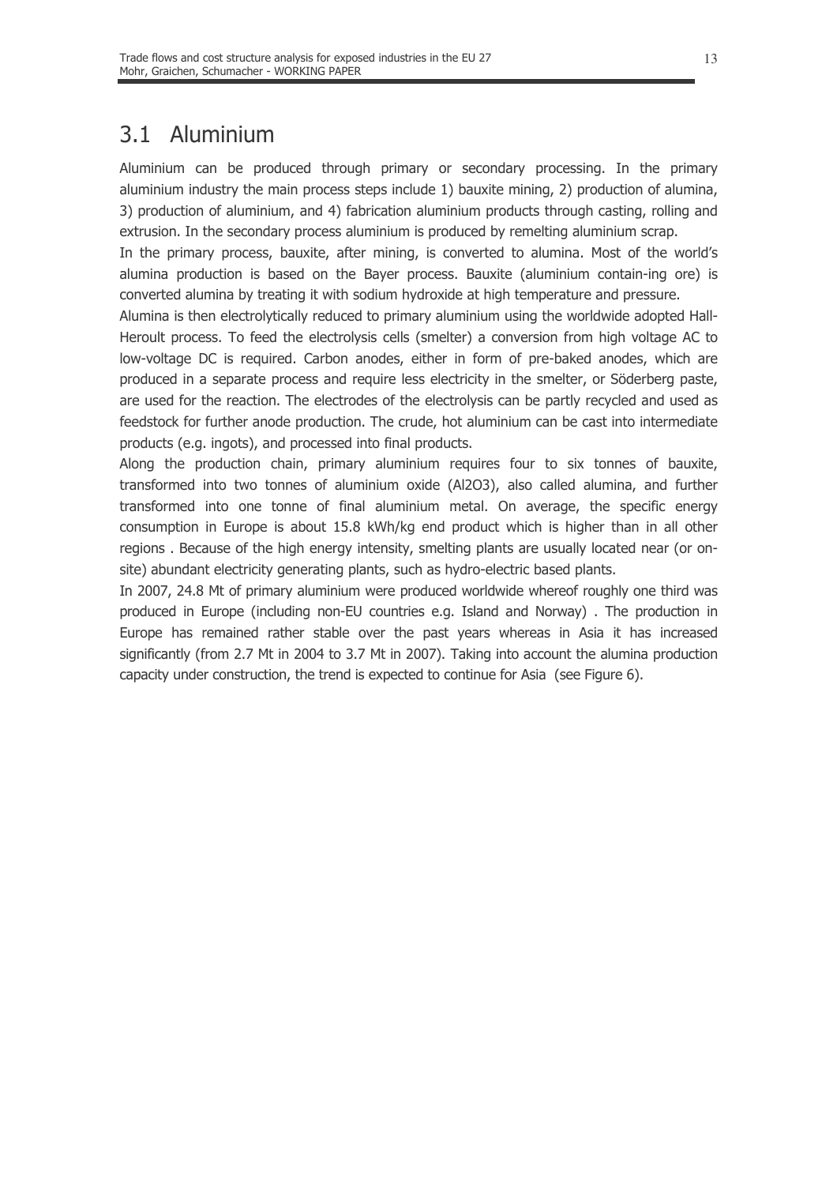## 3.1 Aluminium

Aluminium can be produced through primary or secondary processing. In the primary aluminium industry the main process steps include 1) bauxite mining, 2) production of alumina, 3) production of aluminium, and 4) fabrication aluminium products through casting, rolling and extrusion. In the secondary process aluminium is produced by remelting aluminium scrap.

In the primary process, bauxite, after mining, is converted to alumina. Most of the world's alumina production is based on the Bayer process. Bauxite (aluminium contain-ing ore) is converted alumina by treating it with sodium hydroxide at high temperature and pressure.

Alumina is then electrolytically reduced to primary aluminium using the worldwide adopted Hall-Heroult process. To feed the electrolysis cells (smelter) a conversion from high voltage AC to low-voltage DC is required. Carbon anodes, either in form of pre-baked anodes, which are produced in a separate process and require less electricity in the smelter, or Söderberg paste, are used for the reaction. The electrodes of the electrolysis can be partly recycled and used as feedstock for further anode production. The crude, hot aluminium can be cast into intermediate products (e.g. ingots), and processed into final products.

Along the production chain, primary aluminium requires four to six tonnes of bauxite, transformed into two tonnes of aluminium oxide ($Al_2O_3$), also called alumina, and further transformed into one tonne of final aluminium metal. On average, the specific energy consumption in Europe is about 15.8 kWh/kg end product which is higher than in all other regions . Because of the high energy intensity, smelting plants are usually located near (or on-site) abundant electricity generating plants, such as hydro-electric based plants.

In 2007, 24.8 Mt of primary aluminium were produced worldwide whereof roughly one third was produced in Europe (including non-EU countries e.g. Island and Norway) . The production in Europe has remained rather stable over the past years whereas in Asia it has increased significantly (from 2.7 Mt in 2004 to 3.7 Mt in 2007). Taking into account the alumina production capacity under construction, the trend is expected to continue for Asia (see Figure 6).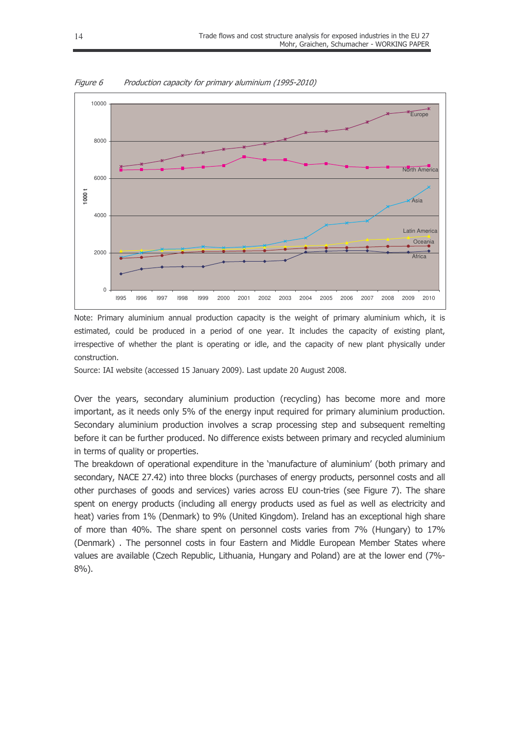*Figure 6 Production capacity for primary aluminium (1995-2010)*

Note: Primary aluminium annual production capacity is the weight of primary aluminium which, it is estimated, could be produced in a period of one year. It includes the capacity of existing plant, irrespective of whether the plant is operating or idle, and the capacity of new plant physically under construction.

Source: IAI website (accessed 15 January 2009). Last update 20 August 2008.

Over the years, secondary aluminium production (recycling) has become more and more important, as it needs only 5% of the energy input required for primary aluminium production. Secondary aluminium production involves a scrap processing step and subsequent remelting before it can be further produced. No difference exists between primary and recycled aluminium in terms of quality or properties.

The breakdown of operational expenditure in the 'manufacture of aluminium' (both primary and secondary, NACE 27.42) into three blocks (purchases of energy products, personnel costs and all other purchases of goods and services) varies across EU coun-tries (see Figure 7). The share spent on energy products (including all energy products used as fuel as well as electricity and heat) varies from 1% (Denmark) to 9% (United Kingdom). Ireland has an exceptional high share of more than 40%. The share spent on personnel costs varies from 7% (Hungary) to 17% (Denmark) . The personnel costs in four Eastern and Middle European Member States where values are available (Czech Republic, Lithuania, Hungary and Poland) are at the lower end (7%-8%).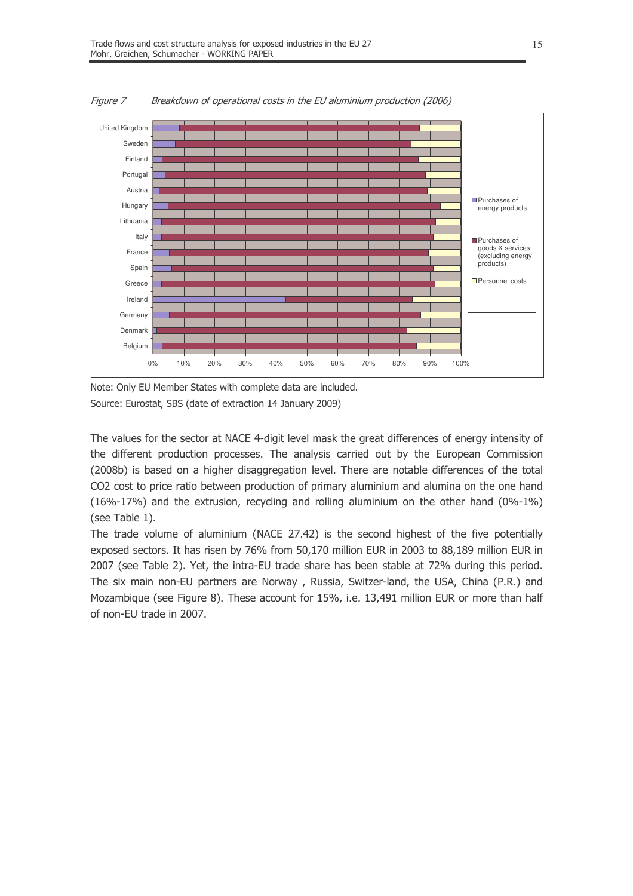*Figure 7 Breakdown of operational costs in the EU aluminium production (2006)*

Note: Only EU Member States with complete data are included.

Source: Eurostat, SBS (date of extraction 14 January 2009)

The values for the sector at NACE 4-digit level mask the great differences of energy intensity of the different production processes. The analysis carried out by the European Commission (2008b) is based on a higher disaggregation level. There are notable differences of the total $CO_2$ cost to price ratio between production of primary aluminium and alumina on the one hand (16%-17%) and the extrusion, recycling and rolling aluminium on the other hand (0%-1%) (see Table 1).

The trade volume of aluminium (NACE 27.42) is the second highest of the five potentially exposed sectors. It has risen by 76% from 50,170 million EUR in 2003 to 88,189 million EUR in 2007 (see Table 2). Yet, the intra-EU trade share has been stable at 72% during this period. The six main non-EU partners are Norway , Russia, Switzer-land, the USA, China (P.R.) and Mozambique (see Figure 8). These account for 15%, i.e. 13,491 million EUR or more than half of non-EU trade in 2007.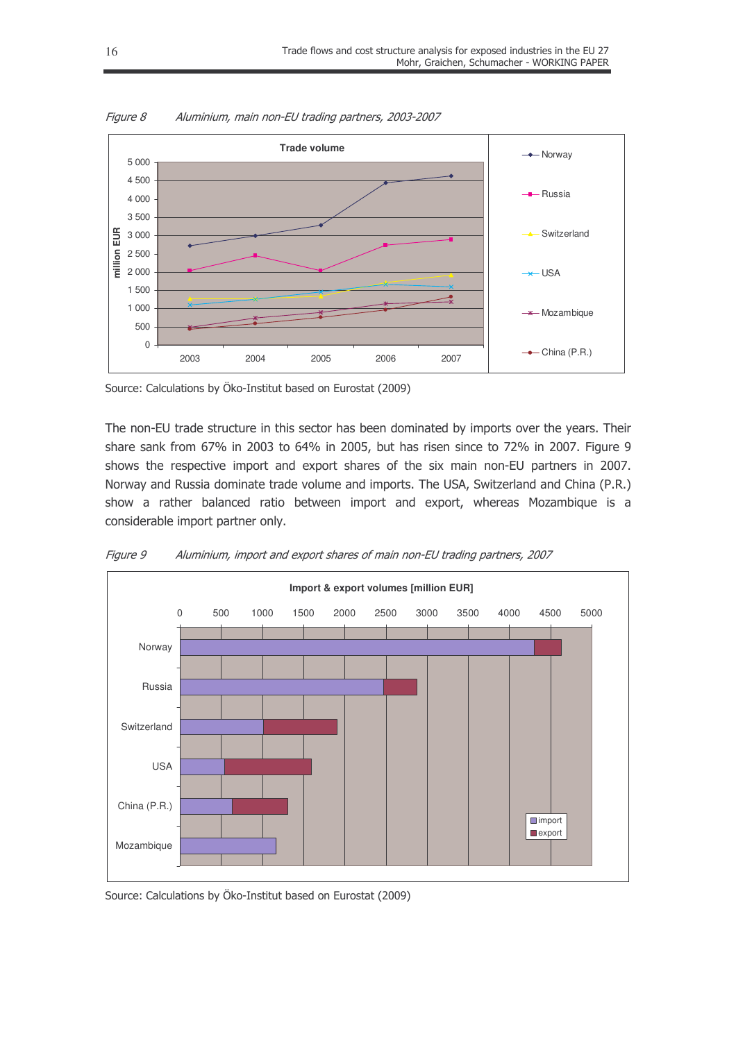*Figure 8 Aluminium, main non-EU trading partners, 2003-2007*

Source: Calculations by Öko-Institut based on Eurostat (2009)

The non-EU trade structure in this sector has been dominated by imports over the years. Their share sank from 67% in 2003 to 64% in 2005, but has risen since to 72% in 2007. Figure 9 shows the respective import and export shares of the six main non-EU partners in 2007. Norway and Russia dominate trade volume and imports. The USA, Switzerland and China (P.R.) show a rather balanced ratio between import and export, whereas Mozambique is a considerable import partner only.

*Figure 9 Aluminium, import and export shares of main non-EU trading partners, 2007*

Source: Calculations by Öko-Institut based on Eurostat (2009)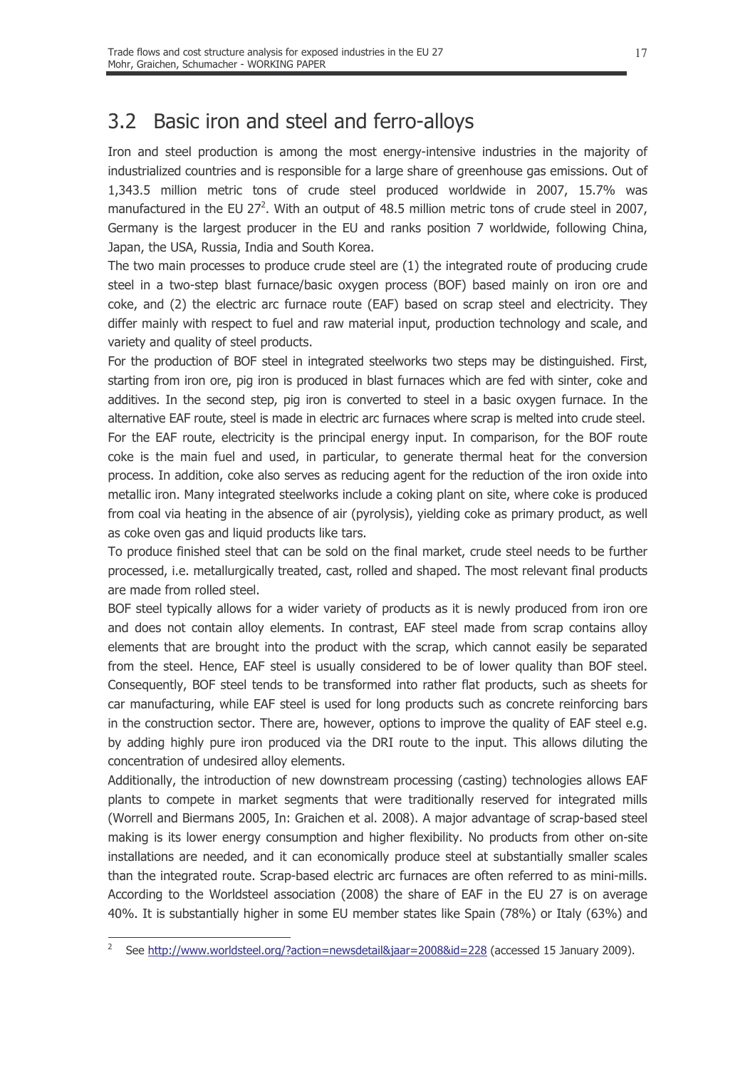## 3.2 Basic iron and steel and ferro-alloys

Iron and steel production is among the most energy-intensive industries in the majority of industrialized countries and is responsible for a large share of greenhouse gas emissions. Out of 1,343.5 million metric tons of crude steel produced worldwide in 2007, 15.7% was manufactured in the EU 27[2]. With an output of 48.5 million metric tons of crude steel in 2007, Germany is the largest producer in the EU and ranks position 7 worldwide, following China, Japan, the USA, Russia, India and South Korea.

The two main processes to produce crude steel are (1) the integrated route of producing crude steel in a two-step blast furnace/basic oxygen process (BOF) based mainly on iron ore and coke, and (2) the electric arc furnace route (EAF) based on scrap steel and electricity. They differ mainly with respect to fuel and raw material input, production technology and scale, and variety and quality of steel products.

For the production of BOF steel in integrated steelworks two steps may be distinguished. First, starting from iron ore, pig iron is produced in blast furnaces which are fed with sinter, coke and additives. In the second step, pig iron is converted to steel in a basic oxygen furnace. In the alternative EAF route, steel is made in electric arc furnaces where scrap is melted into crude steel. For the EAF route, electricity is the principal energy input. In comparison, for the BOF route coke is the main fuel and used, in particular, to generate thermal heat for the conversion process. In addition, coke also serves as reducing agent for the reduction of the iron oxide into metallic iron. Many integrated steelworks include a coking plant on site, where coke is produced from coal via heating in the absence of air (pyrolysis), yielding coke as primary product, as well as coke oven gas and liquid products like tars.

To produce finished steel that can be sold on the final market, crude steel needs to be further processed, i.e. metallurgically treated, cast, rolled and shaped. The most relevant final products are made from rolled steel.

BOF steel typically allows for a wider variety of products as it is newly produced from iron ore and does not contain alloy elements. In contrast, EAF steel made from scrap contains alloy elements that are brought into the product with the scrap, which cannot easily be separated from the steel. Hence, EAF steel is usually considered to be of lower quality than BOF steel. Consequently, BOF steel tends to be transformed into rather flat products, such as sheets for car manufacturing, while EAF steel is used for long products such as concrete reinforcing bars in the construction sector. There are, however, options to improve the quality of EAF steel e.g. by adding highly pure iron produced via the DRI route to the input. This allows diluting the concentration of undesired alloy elements.

Additionally, the introduction of new downstream processing (casting) technologies allows EAF plants to compete in market segments that were traditionally reserved for integrated mills (Worrell and Biermans 2005, In: Graichen et al. 2008). A major advantage of scrap-based steel making is its lower energy consumption and higher flexibility. No products from other on-site installations are needed, and it can economically produce steel at substantially smaller scales than the integrated route. Scrap-based electric arc furnaces are often referred to as mini-mills. According to the Worldsteel association (2008) the share of EAF in the EU 27 is on average 40%. It is substantially higher in some EU member states like Spain (78%) or Italy (63%) and

[2] See http://www.worldsteel.org/?action=newsdetail&jaar=2008&id=228 (accessed 15 January 2009).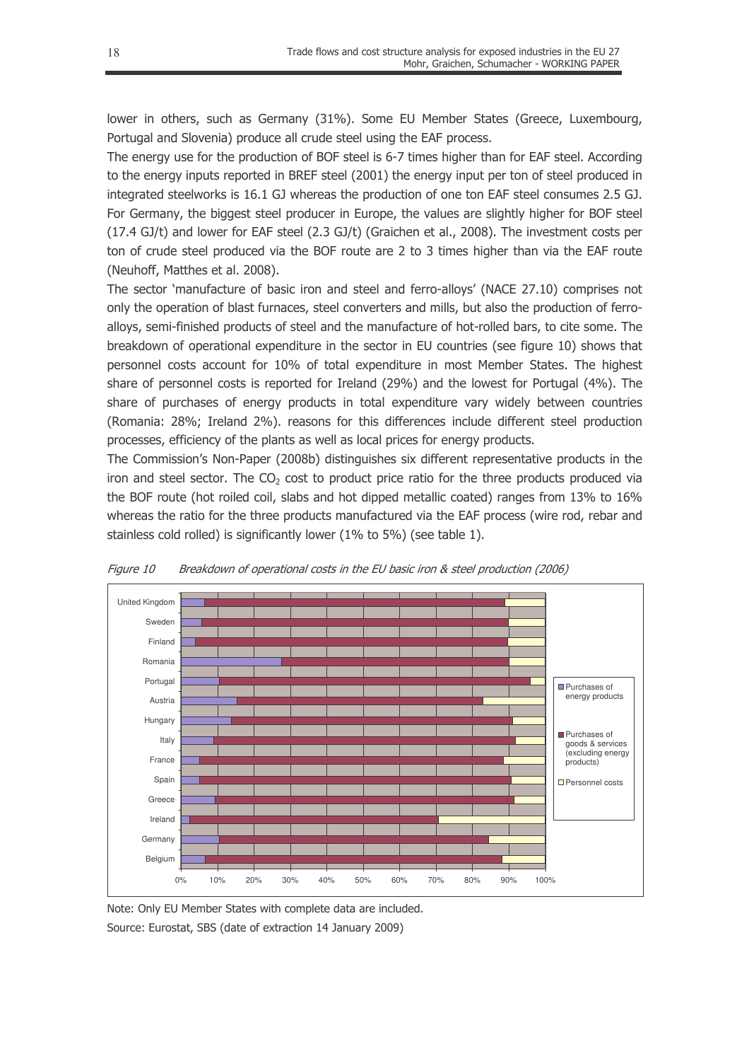lower in others, such as Germany (31%). Some EU Member States (Greece, Luxembourg, Portugal and Slovenia) produce all crude steel using the EAF process.

The energy use for the production of BOF steel is 6-7 times higher than for EAF steel. According to the energy inputs reported in BREF steel (2001) the energy input per ton of steel produced in integrated steelworks is 16.1 GJ whereas the production of one ton EAF steel consumes 2.5 GJ. For Germany, the biggest steel producer in Europe, the values are slightly higher for BOF steel (17.4 GJ/t) and lower for EAF steel (2.3 GJ/t) (Graichen et al., 2008). The investment costs per ton of crude steel produced via the BOF route are 2 to 3 times higher than via the EAF route (Neuhoff, Matthes et al. 2008).

The sector 'manufacture of basic iron and steel and ferro-alloys' (NACE 27.10) comprises not only the operation of blast furnaces, steel converters and mills, but also the production of ferro-alloys, semi-finished products of steel and the manufacture of hot-rolled bars, to cite some. The breakdown of operational expenditure in the sector in EU countries (see figure 10) shows that personnel costs account for 10% of total expenditure in most Member States. The highest share of personnel costs is reported for Ireland (29%) and the lowest for Portugal (4%). The share of purchases of energy products in total expenditure vary widely between countries (Romania: 28%; Ireland 2%). reasons for this differences include different steel production processes, efficiency of the plants as well as local prices for energy products.

The Commission's Non-Paper (2008b) distinguishes six different representative products in the iron and steel sector. The $CO_2$ cost to product price ratio for the three products produced via the BOF route (hot roiled coil, slabs and hot dipped metallic coated) ranges from 13% to 16% whereas the ratio for the three products manufactured via the EAF process (wire rod, rebar and stainless cold rolled) is significantly lower (1% to 5%) (see table 1).

*Figure 10 Breakdown of operational costs in the EU basic iron & steel production (2006)*

Note: Only EU Member States with complete data are included.

Source: Eurostat, SBS (date of extraction 14 January 2009)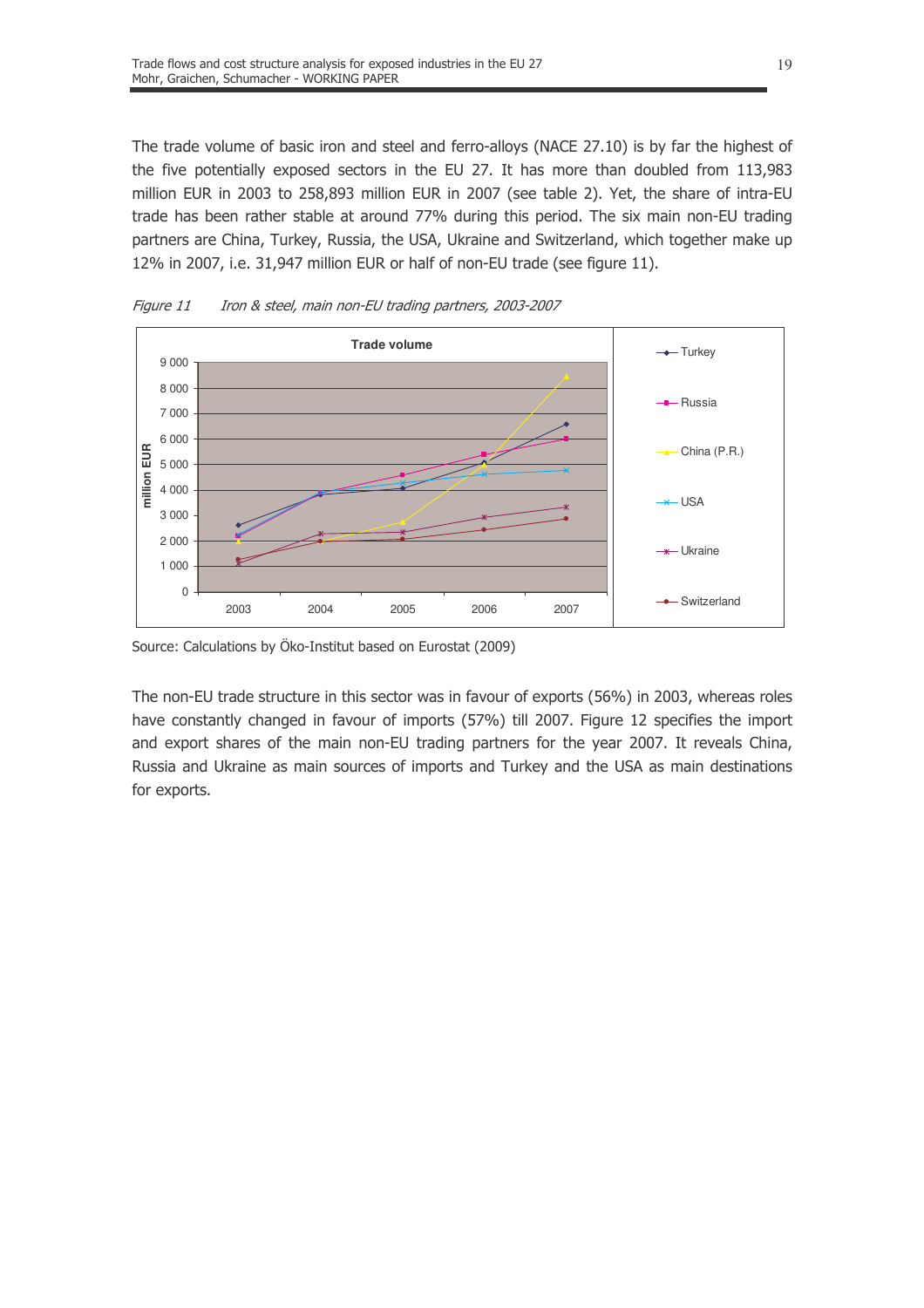The trade volume of basic iron and steel and ferro-alloys (NACE 27.10) is by far the highest of the five potentially exposed sectors in the EU 27. It has more than doubled from 113,983 million EUR in 2003 to 258,893 million EUR in 2007 (see table 2). Yet, the share of intra-EU trade has been rather stable at around 77% during this period. The six main non-EU trading partners are China, Turkey, Russia, the USA, Ukraine and Switzerland, which together make up 12% in 2007, i.e. 31,947 million EUR or half of non-EU trade (see figure 11).

*Figure 11 Iron & steel, main non-EU trading partners, 2003-2007*

Source: Calculations by Öko-Institut based on Eurostat (2009)

The non-EU trade structure in this sector was in favour of exports (56%) in 2003, whereas roles have constantly changed in favour of imports (57%) till 2007. Figure 12 specifies the import and export shares of the main non-EU trading partners for the year 2007. It reveals China, Russia and Ukraine as main sources of imports and Turkey and the USA as main destinations for exports.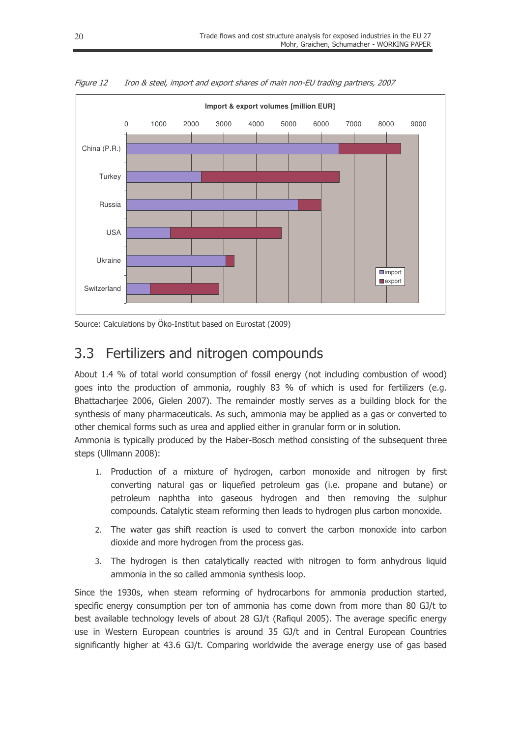*Figure 12   Iron & steel, import and export shares of main non-EU trading partners, 2007*

Source: Calculations by Öko-Institut based on Eurostat (2009)

## 3.3 Fertilizers and nitrogen compounds

About 1.4 % of total world consumption of fossil energy (not including combustion of wood) goes into the production of ammonia, roughly 83 % of which is used for fertilizers (e.g. Bhattacharjee 2006, Gielen 2007). The remainder mostly serves as a building block for the synthesis of many pharmaceuticals. As such, ammonia may be applied as a gas or converted to other chemical forms such as urea and applied either in granular form or in solution.

Ammonia is typically produced by the Haber-Bosch method consisting of the subsequent three steps (Ullmann 2008):

1. Production of a mixture of hydrogen, carbon monoxide and nitrogen by first converting natural gas or liquefied petroleum gas (i.e. propane and butane) or petroleum naphtha into gaseous hydrogen and then removing the sulphur compounds. Catalytic steam reforming then leads to hydrogen plus carbon monoxide.
2. The water gas shift reaction is used to convert the carbon monoxide into carbon dioxide and more hydrogen from the process gas.
3. The hydrogen is then catalytically reacted with nitrogen to form anhydrous liquid ammonia in the so called ammonia synthesis loop.

Since the 1930s, when steam reforming of hydrocarbons for ammonia production started, specific energy consumption per ton of ammonia has come down from more than 80 GJ/t to best available technology levels of about 28 GJ/t (Rafiqul 2005). The average specific energy use in Western European countries is around 35 GJ/t and in Central European Countries significantly higher at 43.6 GJ/t. Comparing worldwide the average energy use of gas based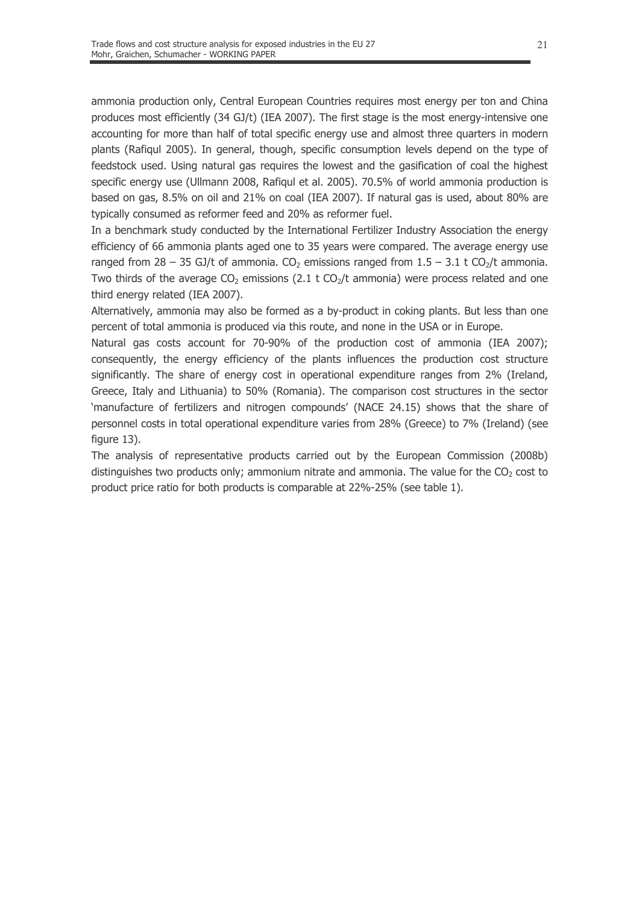ammonia production only, Central European Countries requires most energy per ton and China produces most efficiently (34 GJ/t) (IEA 2007). The first stage is the most energy-intensive one accounting for more than half of total specific energy use and almost three quarters in modern plants (Rafiqul 2005). In general, though, specific consumption levels depend on the type of feedstock used. Using natural gas requires the lowest and the gasification of coal the highest specific energy use (Ullmann 2008, Rafiqul et al. 2005). 70.5% of world ammonia production is based on gas, 8.5% on oil and 21% on coal (IEA 2007). If natural gas is used, about 80% are typically consumed as reformer feed and 20% as reformer fuel.

In a benchmark study conducted by the International Fertilizer Industry Association the energy efficiency of 66 ammonia plants aged one to 35 years were compared. The average energy use ranged from 28 – 35 GJ/t of ammonia. $CO_2$ emissions ranged from 1.5 – 3.1 t $CO_2$/t ammonia. Two thirds of the average $CO_2$ emissions (2.1 t $CO_2$/t ammonia) were process related and one third energy related (IEA 2007).

Alternatively, ammonia may also be formed as a by-product in coking plants. But less than one percent of total ammonia is produced via this route, and none in the USA or in Europe.

Natural gas costs account for 70-90% of the production cost of ammonia (IEA 2007); consequently, the energy efficiency of the plants influences the production cost structure significantly. The share of energy cost in operational expenditure ranges from 2% (Ireland, Greece, Italy and Lithuania) to 50% (Romania). The comparison cost structures in the sector 'manufacture of fertilizers and nitrogen compounds' (NACE 24.15) shows that the share of personnel costs in total operational expenditure varies from 28% (Greece) to 7% (Ireland) (see figure 13).

The analysis of representative products carried out by the European Commission (2008b) distinguishes two products only; ammonium nitrate and ammonia. The value for the $CO_2$ cost to product price ratio for both products is comparable at 22%-25% (see table 1).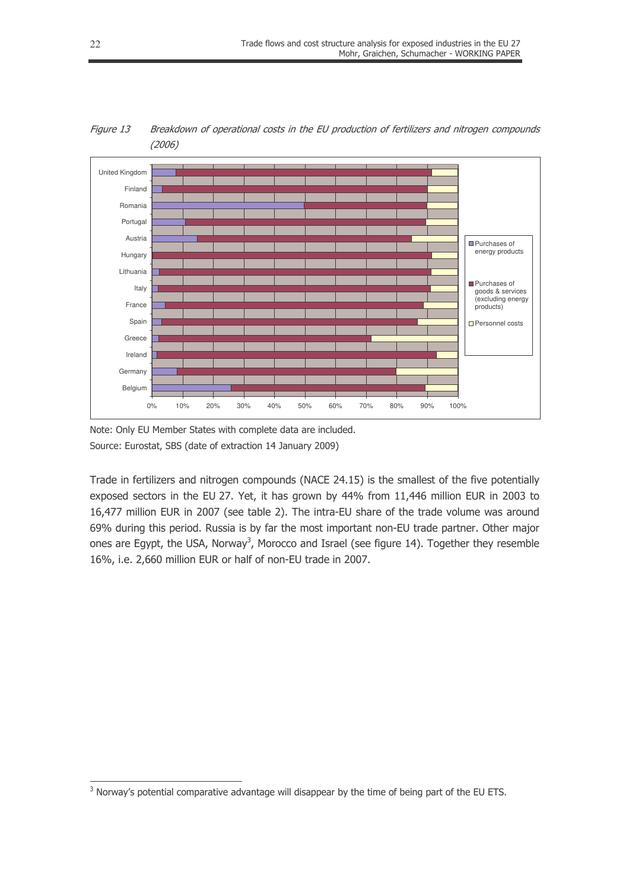*Figure 13 Breakdown of operational costs in the EU production of fertilizers and nitrogen compounds (2006)*

Note: Only EU Member States with complete data are included.

Source: Eurostat, SBS (date of extraction 14 January 2009)

Trade in fertilizers and nitrogen compounds (NACE 24.15) is the smallest of the five potentially exposed sectors in the EU 27. Yet, it has grown by 44% from 11,446 million EUR in 2003 to 16,477 million EUR in 2007 (see table 2). The intra-EU share of the trade volume was around 69% during this period. Russia is by far the most important non-EU trade partner. Other major ones are Egypt, the USA, Norway[3], Morocco and Israel (see figure 14). Together they resemble 16%, i.e. 2,660 million EUR or half of non-EU trade in 2007.

[3] Norway's potential comparative advantage will disappear by the time of being part of the EU ETS.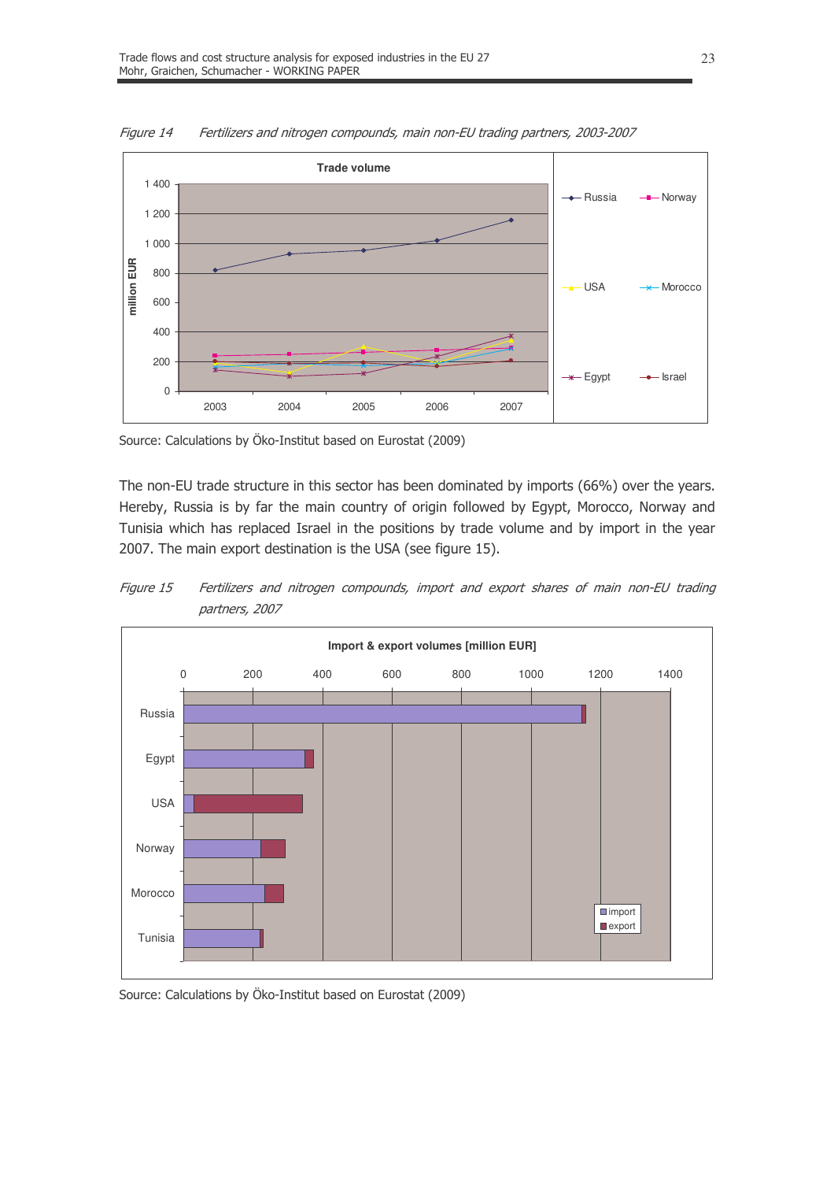*Figure 14 Fertilizers and nitrogen compounds, main non-EU trading partners, 2003-2007*

Source: Calculations by Öko-Institut based on Eurostat (2009)

The non-EU trade structure in this sector has been dominated by imports (66%) over the years. Hereby, Russia is by far the main country of origin followed by Egypt, Morocco, Norway and Tunisia which has replaced Israel in the positions by trade volume and by import in the year 2007. The main export destination is the USA (see figure 15).

*Figure 15 Fertilizers and nitrogen compounds, import and export shares of main non-EU trading partners, 2007*

Source: Calculations by Öko-Institut based on Eurostat (2009)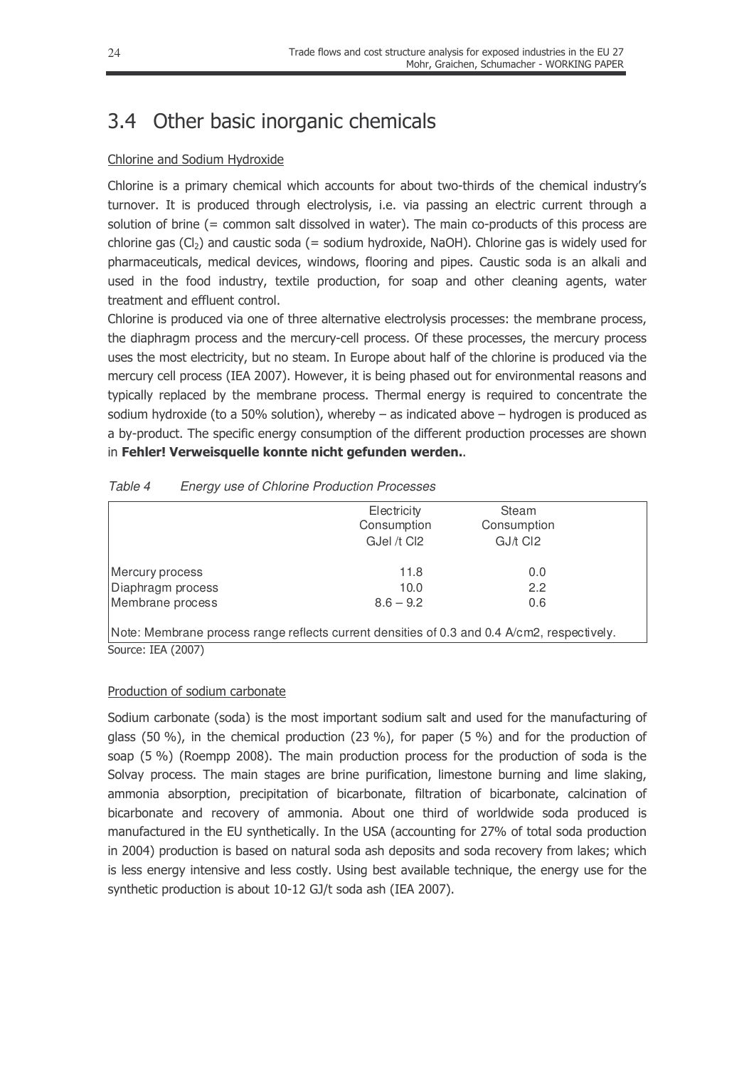## 3.4 Other basic inorganic chemicals

Chlorine and Sodium Hydroxide

Chlorine is a primary chemical which accounts for about two-thirds of the chemical industry's turnover. It is produced through electrolysis, i.e. via passing an electric current through a solution of brine (= common salt dissolved in water). The main co-products of this process are chlorine gas ($Cl_2$) and caustic soda (= sodium hydroxide, NaOH). Chlorine gas is widely used for pharmaceuticals, medical devices, windows, flooring and pipes. Caustic soda is an alkali and used in the food industry, textile production, for soap and other cleaning agents, water treatment and effluent control.

Chlorine is produced via one of three alternative electrolysis processes: the membrane process, the diaphragm process and the mercury-cell process. Of these processes, the mercury process uses the most electricity, but no steam. In Europe about half of the chlorine is produced via the mercury cell process (IEA 2007). However, it is being phased out for environmental reasons and typically replaced by the membrane process. Thermal energy is required to concentrate the sodium hydroxide (to a 50% solution), whereby – as indicated above – hydrogen is produced as a by-product. The specific energy consumption of the different production processes are shown in **Fehler! Verweisquelle konnte nicht gefunden werden.**.

*Table 4 Energy use of Chlorine Production Processes*

| | Electricity Consumption GJel /t Cl2 | Steam Consumption GJ/t Cl2 |
|---|---|---|
| Mercury process | 11.8 | 0.0 |
| Diaphragm process | 10.0 | 2.2 |
| Membrane process | 8.6 – 9.2 | 0.6 |

Note: Membrane process range reflects current densities of 0.3 and 0.4 A/cm2, respectively.

Source: IEA (2007)

Production of sodium carbonate

Sodium carbonate (soda) is the most important sodium salt and used for the manufacturing of glass (50 %), in the chemical production (23 %), for paper (5 %) and for the production of soap (5 %) (Roempp 2008). The main production process for the production of soda is the Solvay process. The main stages are brine purification, limestone burning and lime slaking, ammonia absorption, precipitation of bicarbonate, filtration of bicarbonate, calcination of bicarbonate and recovery of ammonia. About one third of worldwide soda produced is manufactured in the EU synthetically. In the USA (accounting for 27% of total soda production in 2004) production is based on natural soda ash deposits and soda recovery from lakes; which is less energy intensive and less costly. Using best available technique, the energy use for the synthetic production is about 10-12 GJ/t soda ash (IEA 2007).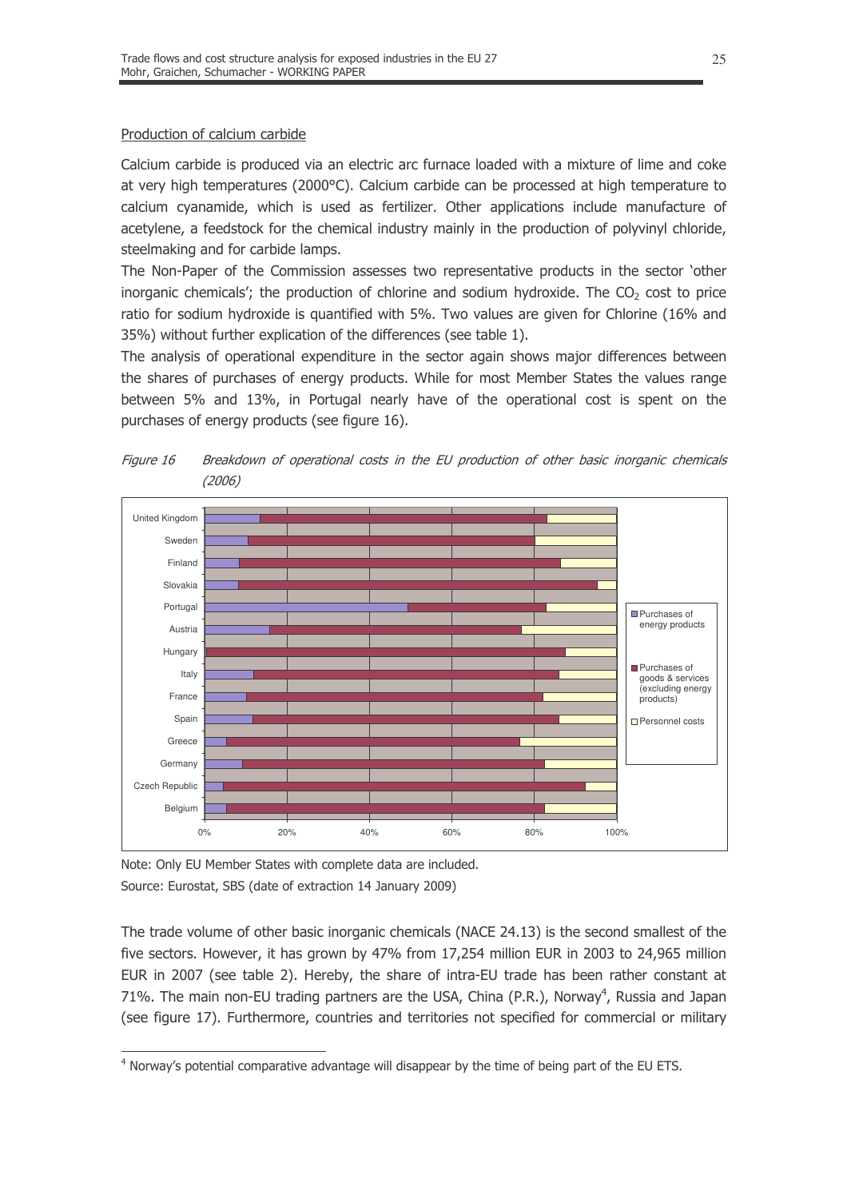Production of calcium carbide

Calcium carbide is produced via an electric arc furnace loaded with a mixture of lime and coke at very high temperatures (2000°C). Calcium carbide can be processed at high temperature to calcium cyanamide, which is used as fertilizer. Other applications include manufacture of acetylene, a feedstock for the chemical industry mainly in the production of polyvinyl chloride, steelmaking and for carbide lamps.

The Non-Paper of the Commission assesses two representative products in the sector 'other inorganic chemicals'; the production of chlorine and sodium hydroxide. The $CO_2$ cost to price ratio for sodium hydroxide is quantified with 5%. Two values are given for Chlorine (16% and 35%) without further explication of the differences (see table 1).

The analysis of operational expenditure in the sector again shows major differences between the shares of purchases of energy products. While for most Member States the values range between 5% and 13%, in Portugal nearly have of the operational cost is spent on the purchases of energy products (see figure 16).

*Figure 16 Breakdown of operational costs in the EU production of other basic inorganic chemicals (2006)*

Note: Only EU Member States with complete data are included.

Source: Eurostat, SBS (date of extraction 14 January 2009)

The trade volume of other basic inorganic chemicals (NACE 24.13) is the second smallest of the five sectors. However, it has grown by 47% from 17,254 million EUR in 2003 to 24,965 million EUR in 2007 (see table 2). Hereby, the share of intra-EU trade has been rather constant at 71%. The main non-EU trading partners are the USA, China (P.R.), Norway[4], Russia and Japan (see figure 17). Furthermore, countries and territories not specified for commercial or military

[4] Norway's potential comparative advantage will disappear by the time of being part of the EU ETS.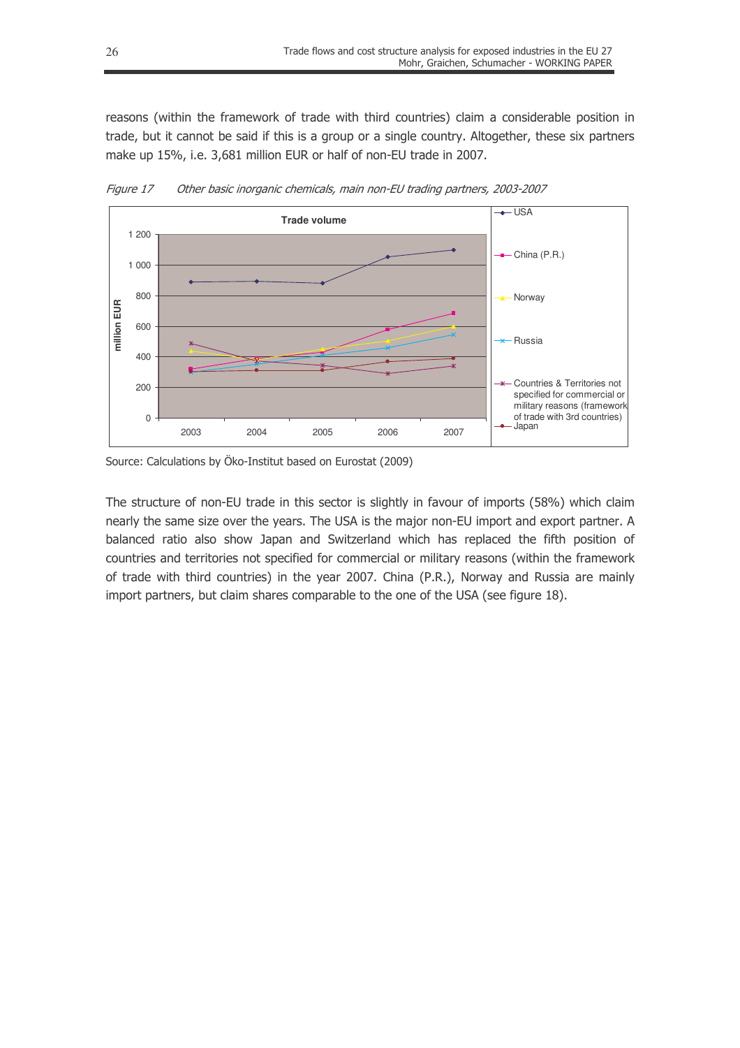reasons (within the framework of trade with third countries) claim a considerable position in trade, but it cannot be said if this is a group or a single country. Altogether, these six partners make up 15%, i.e. 3,681 million EUR or half of non-EU trade in 2007.

*Figure 17 Other basic inorganic chemicals, main non-EU trading partners, 2003-2007*

Source: Calculations by Öko-Institut based on Eurostat (2009)

The structure of non-EU trade in this sector is slightly in favour of imports (58%) which claim nearly the same size over the years. The USA is the major non-EU import and export partner. A balanced ratio also show Japan and Switzerland which has replaced the fifth position of countries and territories not specified for commercial or military reasons (within the framework of trade with third countries) in the year 2007. China (P.R.), Norway and Russia are mainly import partners, but claim shares comparable to the one of the USA (see figure 18).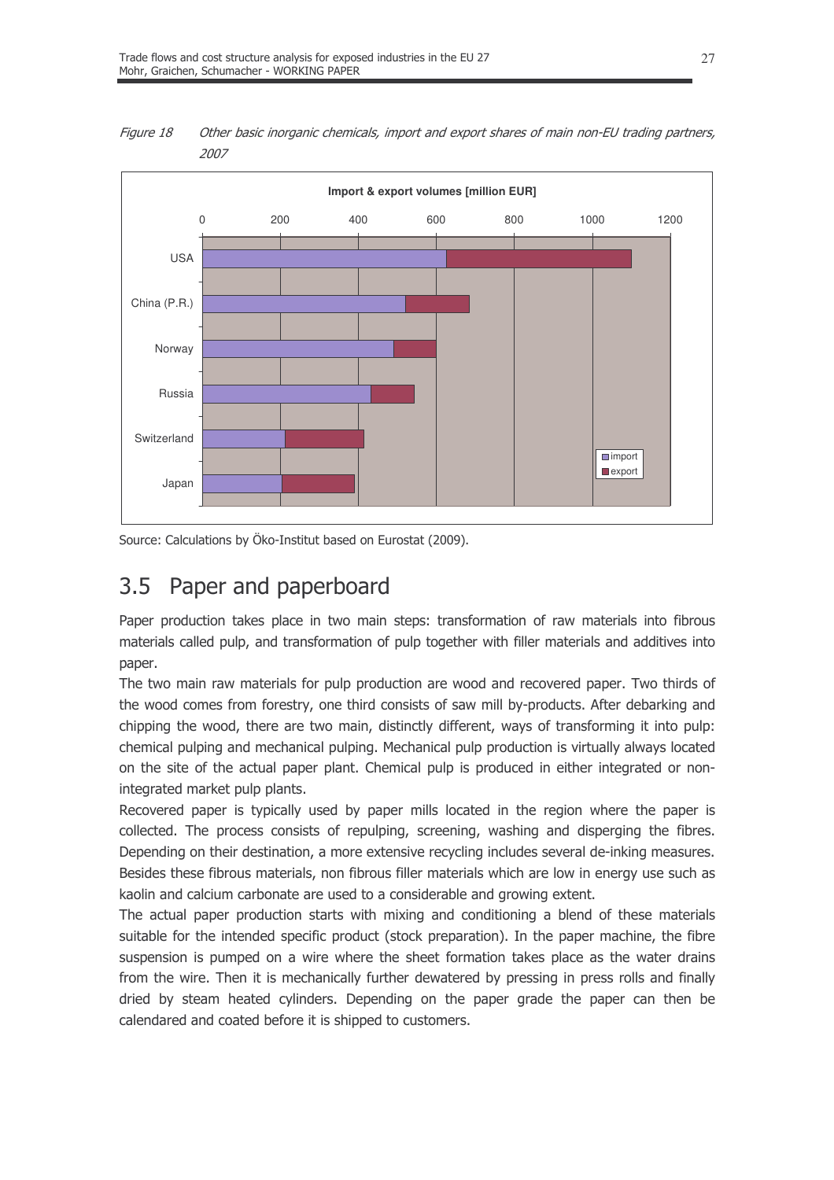*Figure 18 Other basic inorganic chemicals, import and export shares of main non-EU trading partners, 2007*

Source: Calculations by Öko-Institut based on Eurostat (2009).

## 3.5 Paper and paperboard

Paper production takes place in two main steps: transformation of raw materials into fibrous materials called pulp, and transformation of pulp together with filler materials and additives into paper.

The two main raw materials for pulp production are wood and recovered paper. Two thirds of the wood comes from forestry, one third consists of saw mill by-products. After debarking and chipping the wood, there are two main, distinctly different, ways of transforming it into pulp: chemical pulping and mechanical pulping. Mechanical pulp production is virtually always located on the site of the actual paper plant. Chemical pulp is produced in either integrated or non-integrated market pulp plants.

Recovered paper is typically used by paper mills located in the region where the paper is collected. The process consists of repulping, screening, washing and disperging the fibres. Depending on their destination, a more extensive recycling includes several de-inking measures. Besides these fibrous materials, non fibrous filler materials which are low in energy use such as kaolin and calcium carbonate are used to a considerable and growing extent.

The actual paper production starts with mixing and conditioning a blend of these materials suitable for the intended specific product (stock preparation). In the paper machine, the fibre suspension is pumped on a wire where the sheet formation takes place as the water drains from the wire. Then it is mechanically further dewatered by pressing in press rolls and finally dried by steam heated cylinders. Depending on the paper grade the paper can then be calendared and coated before it is shipped to customers.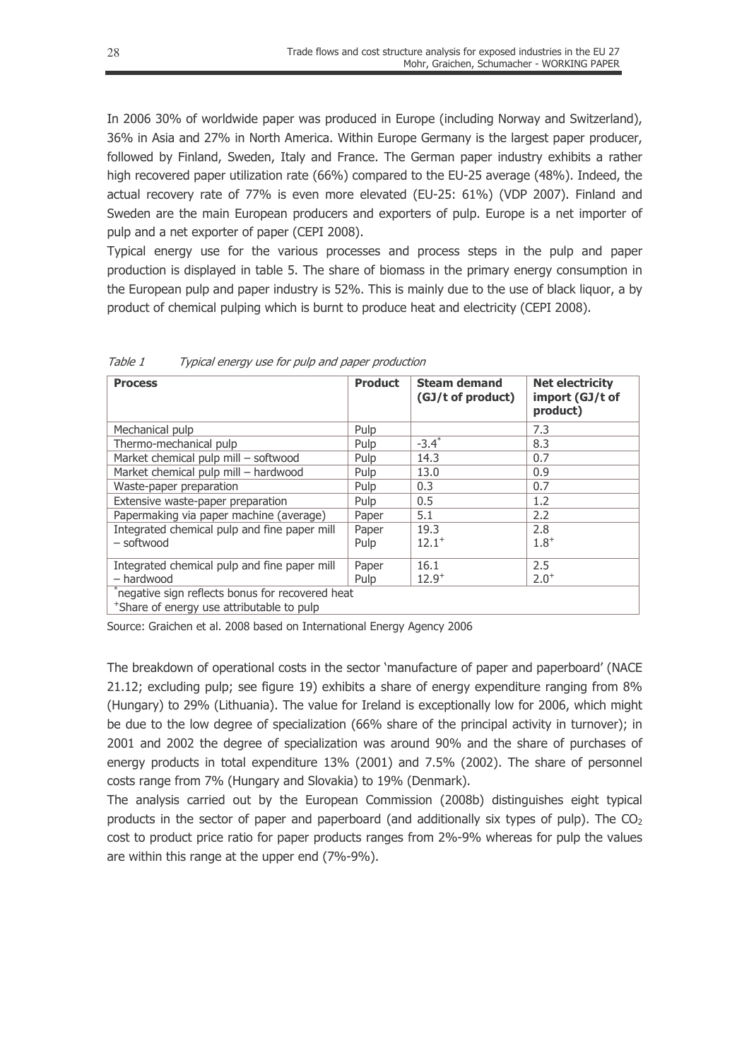In 2006 30% of worldwide paper was produced in Europe (including Norway and Switzerland), 36% in Asia and 27% in North America. Within Europe Germany is the largest paper producer, followed by Finland, Sweden, Italy and France. The German paper industry exhibits a rather high recovered paper utilization rate (66%) compared to the EU-25 average (48%). Indeed, the actual recovery rate of 77% is even more elevated (EU-25: 61%) (VDP 2007). Finland and Sweden are the main European producers and exporters of pulp. Europe is a net importer of pulp and a net exporter of paper (CEPI 2008).

Typical energy use for the various processes and process steps in the pulp and paper production is displayed in table 5. The share of biomass in the primary energy consumption in the European pulp and paper industry is 52%. This is mainly due to the use of black liquor, a by product of chemical pulping which is burnt to produce heat and electricity (CEPI 2008).

*Table 1 Typical energy use for pulp and paper production*

| Process | Product | Steam demand (GJ/t of product) | Net electricity import (GJ/t of product) |
|---|---|---|---|
| Mechanical pulp | Pulp | | 7.3 |
| Thermo-mechanical pulp | Pulp | -3.4* | 8.3 |
| Market chemical pulp mill – softwood | Pulp | 14.3 | 0.7 |
| Market chemical pulp mill – hardwood | Pulp | 13.0 | 0.9 |
| Waste-paper preparation | Pulp | 0.3 | 0.7 |
| Extensive waste-paper preparation | Pulp | 0.5 | 1.2 |
| Papermaking via paper machine (average) | Paper | 5.1 | 2.2 |
| Integrated chemical pulp and fine paper mill – softwood | Paper<br>Pulp | 19.3<br>12.1+ | 2.8<br>1.8+ |
| Integrated chemical pulp and fine paper mill – hardwood | Paper<br>Pulp | 16.1<br>12.9+ | 2.5<br>2.0+ |
| *negative sign reflects bonus for recovered heat<br>+Share of energy use attributable to pulp | | | |

Source: Graichen et al. 2008 based on International Energy Agency 2006

The breakdown of operational costs in the sector 'manufacture of paper and paperboard' (NACE 21.12; excluding pulp; see figure 19) exhibits a share of energy expenditure ranging from 8% (Hungary) to 29% (Lithuania). The value for Ireland is exceptionally low for 2006, which might be due to the low degree of specialization (66% share of the principal activity in turnover); in 2001 and 2002 the degree of specialization was around 90% and the share of purchases of energy products in total expenditure 13% (2001) and 7.5% (2002). The share of personnel costs range from 7% (Hungary and Slovakia) to 19% (Denmark).

The analysis carried out by the European Commission (2008b) distinguishes eight typical products in the sector of paper and paperboard (and additionally six types of pulp). The $CO_2$ cost to product price ratio for paper products ranges from 2%-9% whereas for pulp the values are within this range at the upper end (7%-9%).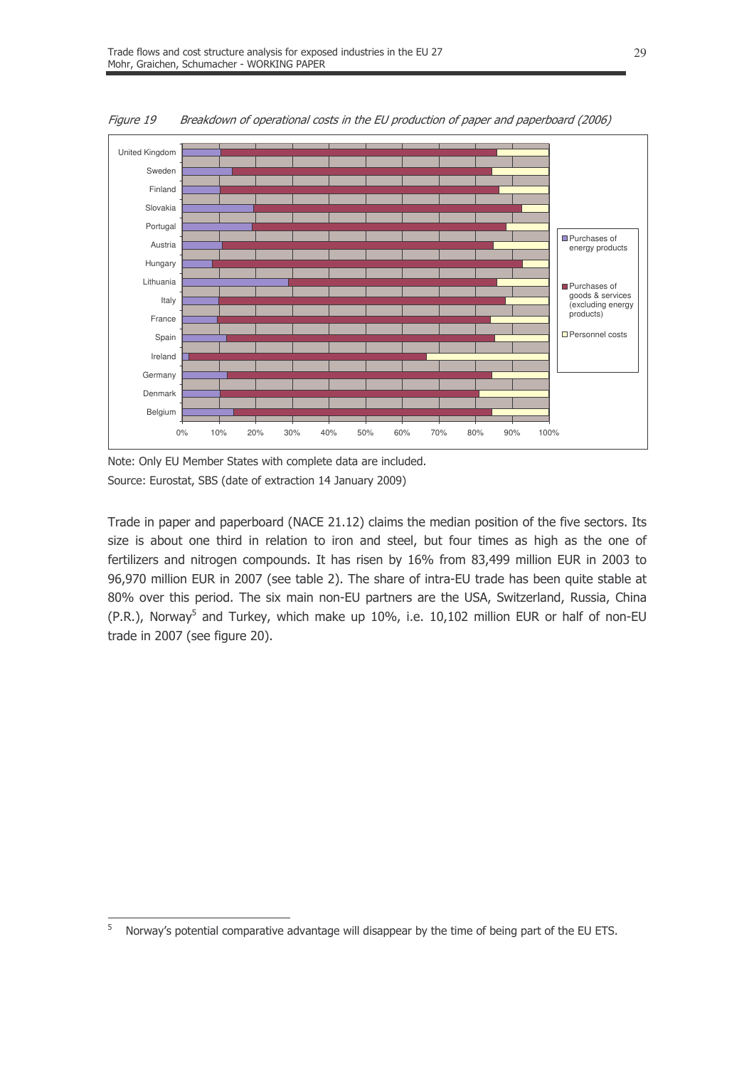*Figure 19 Breakdown of operational costs in the EU production of paper and paperboard (2006)*

Note: Only EU Member States with complete data are included.

Source: Eurostat, SBS (date of extraction 14 January 2009)

Trade in paper and paperboard (NACE 21.12) claims the median position of the five sectors. Its size is about one third in relation to iron and steel, but four times as high as the one of fertilizers and nitrogen compounds. It has risen by 16% from 83,499 million EUR in 2003 to 96,970 million EUR in 2007 (see table 2). The share of intra-EU trade has been quite stable at 80% over this period. The six main non-EU partners are the USA, Switzerland, Russia, China (P.R.), Norway[5] and Turkey, which make up 10%, i.e. 10,102 million EUR or half of non-EU trade in 2007 (see figure 20).

[5] Norway's potential comparative advantage will disappear by the time of being part of the EU ETS.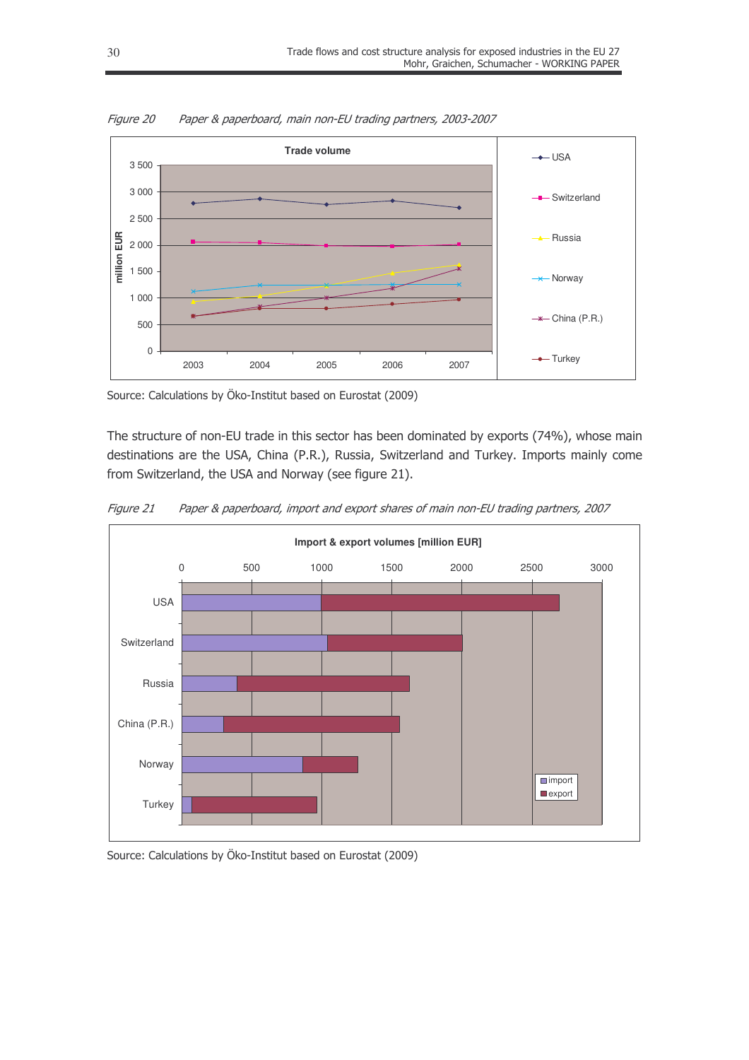*Figure 20 Paper & paperboard, main non-EU trading partners, 2003-2007*

Source: Calculations by Öko-Institut based on Eurostat (2009)

The structure of non-EU trade in this sector has been dominated by exports (74%), whose main destinations are the USA, China (P.R.), Russia, Switzerland and Turkey. Imports mainly come from Switzerland, the USA and Norway (see figure 21).

*Figure 21 Paper & paperboard, import and export shares of main non-EU trading partners, 2007*

Source: Calculations by Öko-Institut based on Eurostat (2009)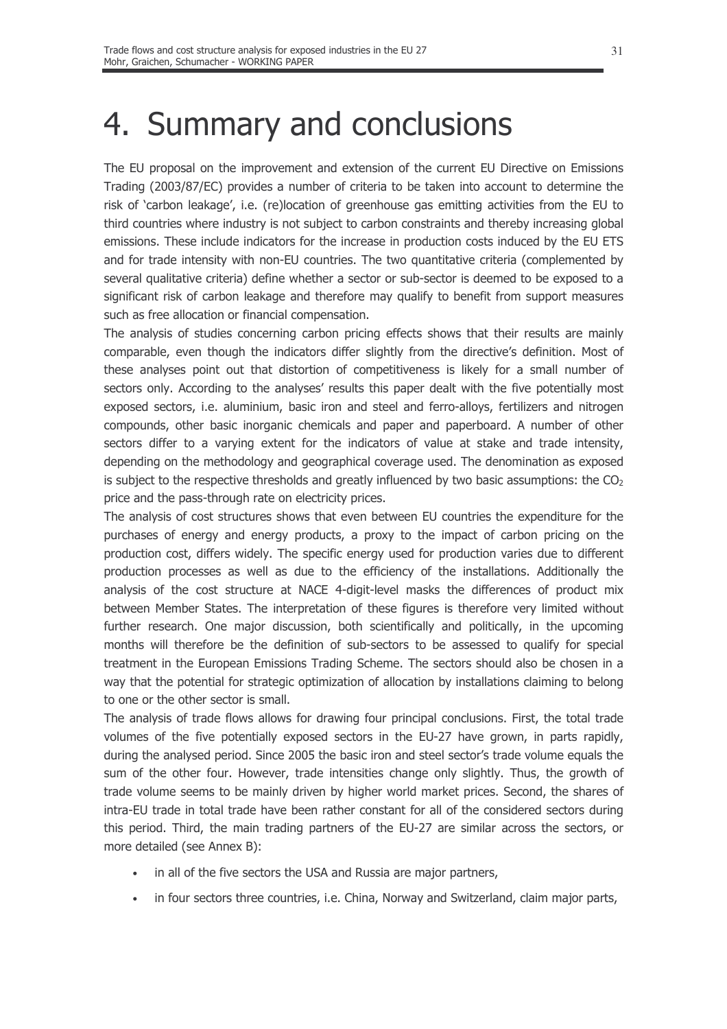# 4. Summary and conclusions

The EU proposal on the improvement and extension of the current EU Directive on Emissions Trading (2003/87/EC) provides a number of criteria to be taken into account to determine the risk of 'carbon leakage', i.e. (re)location of greenhouse gas emitting activities from the EU to third countries where industry is not subject to carbon constraints and thereby increasing global emissions. These include indicators for the increase in production costs induced by the EU ETS and for trade intensity with non-EU countries. The two quantitative criteria (complemented by several qualitative criteria) define whether a sector or sub-sector is deemed to be exposed to a significant risk of carbon leakage and therefore may qualify to benefit from support measures such as free allocation or financial compensation.

The analysis of studies concerning carbon pricing effects shows that their results are mainly comparable, even though the indicators differ slightly from the directive's definition. Most of these analyses point out that distortion of competitiveness is likely for a small number of sectors only. According to the analyses' results this paper dealt with the five potentially most exposed sectors, i.e. aluminium, basic iron and steel and ferro-alloys, fertilizers and nitrogen compounds, other basic inorganic chemicals and paper and paperboard. A number of other sectors differ to a varying extent for the indicators of value at stake and trade intensity, depending on the methodology and geographical coverage used. The denomination as exposed is subject to the respective thresholds and greatly influenced by two basic assumptions: the $CO_2$ price and the pass-through rate on electricity prices.

The analysis of cost structures shows that even between EU countries the expenditure for the purchases of energy and energy products, a proxy to the impact of carbon pricing on the production cost, differs widely. The specific energy used for production varies due to different production processes as well as due to the efficiency of the installations. Additionally the analysis of the cost structure at NACE 4-digit-level masks the differences of product mix between Member States. The interpretation of these figures is therefore very limited without further research. One major discussion, both scientifically and politically, in the upcoming months will therefore be the definition of sub-sectors to be assessed to qualify for special treatment in the European Emissions Trading Scheme. The sectors should also be chosen in a way that the potential for strategic optimization of allocation by installations claiming to belong to one or the other sector is small.

The analysis of trade flows allows for drawing four principal conclusions. First, the total trade volumes of the five potentially exposed sectors in the EU-27 have grown, in parts rapidly, during the analysed period. Since 2005 the basic iron and steel sector's trade volume equals the sum of the other four. However, trade intensities change only slightly. Thus, the growth of trade volume seems to be mainly driven by higher world market prices. Second, the shares of intra-EU trade in total trade have been rather constant for all of the considered sectors during this period. Third, the main trading partners of the EU-27 are similar across the sectors, or more detailed (see Annex B):

- in all of the five sectors the USA and Russia are major partners,
- in four sectors three countries, i.e. China, Norway and Switzerland, claim major parts,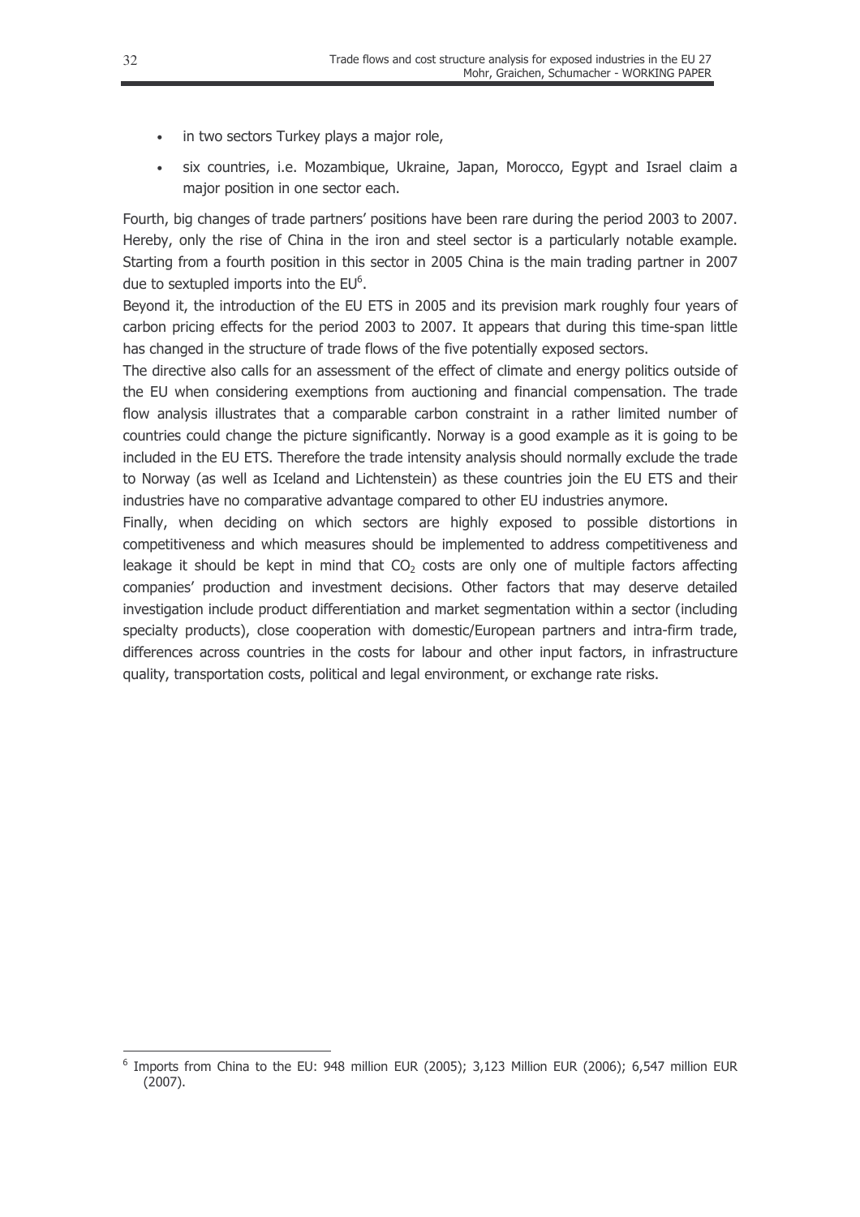- in two sectors Turkey plays a major role,
- six countries, i.e. Mozambique, Ukraine, Japan, Morocco, Egypt and Israel claim a major position in one sector each.

Fourth, big changes of trade partners' positions have been rare during the period 2003 to 2007. Hereby, only the rise of China in the iron and steel sector is a particularly notable example. Starting from a fourth position in this sector in 2005 China is the main trading partner in 2007 due to sextupled imports into the EU[6].

Beyond it, the introduction of the EU ETS in 2005 and its prevision mark roughly four years of carbon pricing effects for the period 2003 to 2007. It appears that during this time-span little has changed in the structure of trade flows of the five potentially exposed sectors.

The directive also calls for an assessment of the effect of climate and energy politics outside of the EU when considering exemptions from auctioning and financial compensation. The trade flow analysis illustrates that a comparable carbon constraint in a rather limited number of countries could change the picture significantly. Norway is a good example as it is going to be included in the EU ETS. Therefore the trade intensity analysis should normally exclude the trade to Norway (as well as Iceland and Lichtenstein) as these countries join the EU ETS and their industries have no comparative advantage compared to other EU industries anymore.

Finally, when deciding on which sectors are highly exposed to possible distortions in competitiveness and which measures should be implemented to address competitiveness and leakage it should be kept in mind that $CO_2$ costs are only one of multiple factors affecting companies' production and investment decisions. Other factors that may deserve detailed investigation include product differentiation and market segmentation within a sector (including specialty products), close cooperation with domestic/European partners and intra-firm trade, differences across countries in the costs for labour and other input factors, in infrastructure quality, transportation costs, political and legal environment, or exchange rate risks.

[6] Imports from China to the EU: 948 million EUR (2005); 3,123 Million EUR (2006); 6,547 million EUR (2007).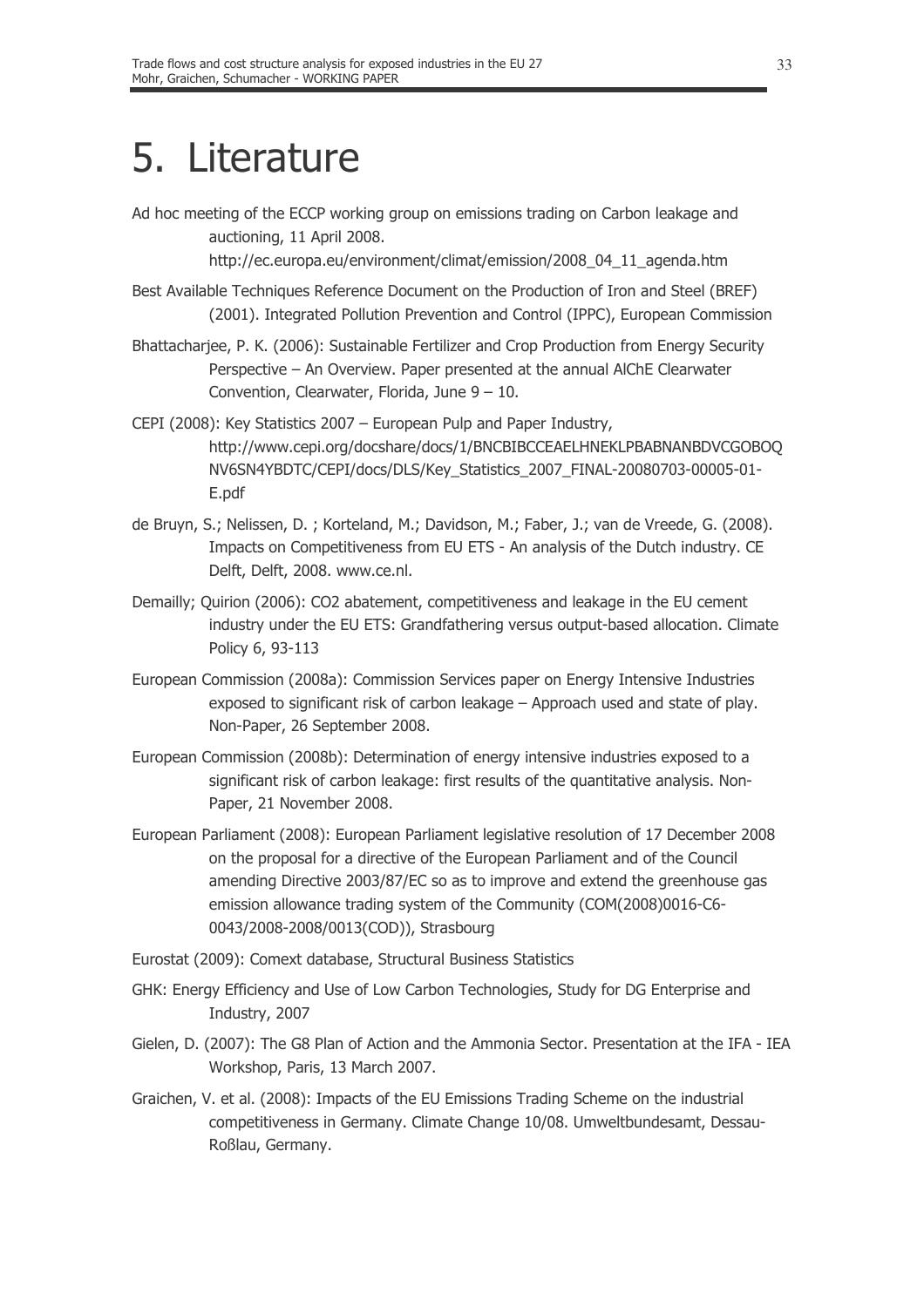# 5. Literature

Ad hoc meeting of the ECCP working group on emissions trading on Carbon leakage and auctioning, 11 April 2008. http://ec.europa.eu/environment/climat/emission/2008_04_11_agenda.htm

Best Available Techniques Reference Document on the Production of Iron and Steel (BREF) (2001). Integrated Pollution Prevention and Control (IPPC), European Commission

Bhattacharjee, P. K. (2006): Sustainable Fertilizer and Crop Production from Energy Security Perspective – An Overview. Paper presented at the annual AIChE Clearwater Convention, Clearwater, Florida, June 9 – 10.

CEPI (2008): Key Statistics 2007 – European Pulp and Paper Industry, http://www.cepi.org/docshare/docs/1/BNCBIBCCEAELHNEKLPBABNANBDVCGOBOQNV6SN4YBDTC/CEPI/docs/DLS/Key_Statistics_2007_FINAL-20080703-00005-01-E.pdf

de Bruyn, S.; Nelissen, D. ; Korteland, M.; Davidson, M.; Faber, J.; van de Vreede, G. (2008). Impacts on Competitiveness from EU ETS - An analysis of the Dutch industry. CE Delft, Delft, 2008. www.ce.nl.

Demailly; Quirion (2006): CO2 abatement, competitiveness and leakage in the EU cement industry under the EU ETS: Grandfathering versus output-based allocation. Climate Policy 6, 93-113

European Commission (2008a): Commission Services paper on Energy Intensive Industries exposed to significant risk of carbon leakage – Approach used and state of play. Non-Paper, 26 September 2008.

European Commission (2008b): Determination of energy intensive industries exposed to a significant risk of carbon leakage: first results of the quantitative analysis. Non-Paper, 21 November 2008.

European Parliament (2008): European Parliament legislative resolution of 17 December 2008 on the proposal for a directive of the European Parliament and of the Council amending Directive 2003/87/EC so as to improve and extend the greenhouse gas emission allowance trading system of the Community (COM(2008)0016-C6-0043/2008-2008/0013(COD)), Strasbourg

Eurostat (2009): Comext database, Structural Business Statistics

GHK: Energy Efficiency and Use of Low Carbon Technologies, Study for DG Enterprise and Industry, 2007

Gielen, D. (2007): The G8 Plan of Action and the Ammonia Sector. Presentation at the IFA - IEA Workshop, Paris, 13 March 2007.

Graichen, V. et al. (2008): Impacts of the EU Emissions Trading Scheme on the industrial competitiveness in Germany. Climate Change 10/08. Umweltbundesamt, Dessau-Roßlau, Germany.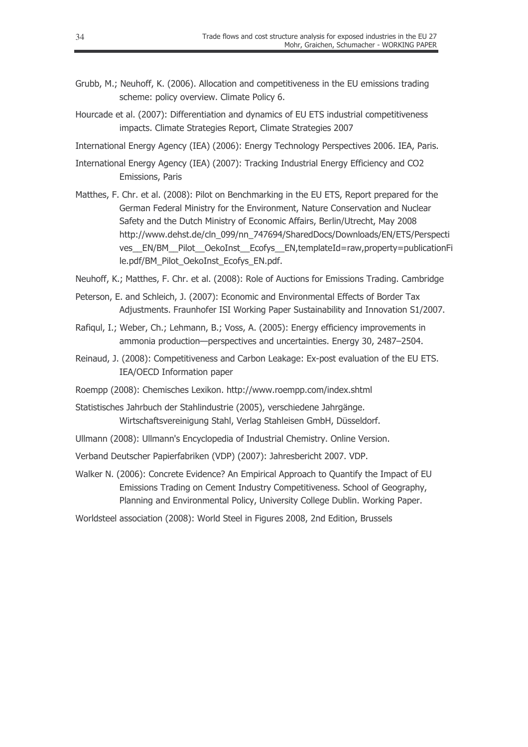Grubb, M.; Neuhoff, K. (2006). Allocation and competitiveness in the EU emissions trading scheme: policy overview. Climate Policy 6.

Hourcade et al. (2007): Differentiation and dynamics of EU ETS industrial competitiveness impacts. Climate Strategies Report, Climate Strategies 2007

International Energy Agency (IEA) (2006): Energy Technology Perspectives 2006. IEA, Paris.

International Energy Agency (IEA) (2007): Tracking Industrial Energy Efficiency and CO2 Emissions, Paris

Matthes, F. Chr. et al. (2008): Pilot on Benchmarking in the EU ETS, Report prepared for the German Federal Ministry for the Environment, Nature Conservation and Nuclear Safety and the Dutch Ministry of Economic Affairs, Berlin/Utrecht, May 2008 http://www.dehst.de/cln_099/nn_747694/SharedDocs/Downloads/EN/ETS/Perspectives__EN/BM__Pilot__OekoInst__Ecofys__EN,templateId=raw,property=publicationFile.pdf/BM_Pilot_OekoInst_Ecofys_EN.pdf.

Neuhoff, K.; Matthes, F. Chr. et al. (2008): Role of Auctions for Emissions Trading. Cambridge

Peterson, E. and Schleich, J. (2007): Economic and Environmental Effects of Border Tax Adjustments. Fraunhofer ISI Working Paper Sustainability and Innovation S1/2007.

Rafiqul, I.; Weber, Ch.; Lehmann, B.; Voss, A. (2005): Energy efficiency improvements in ammonia production—perspectives and uncertainties. Energy 30, 2487–2504.

Reinaud, J. (2008): Competitiveness and Carbon Leakage: Ex-post evaluation of the EU ETS. IEA/OECD Information paper

Roempp (2008): Chemisches Lexikon. http://www.roempp.com/index.shtml

Statistisches Jahrbuch der Stahlindustrie (2005), verschiedene Jahrgänge. Wirtschaftsvereinigung Stahl, Verlag Stahleisen GmbH, Düsseldorf.

Ullmann (2008): Ullmann's Encyclopedia of Industrial Chemistry. Online Version.

Verband Deutscher Papierfabriken (VDP) (2007): Jahresbericht 2007. VDP.

Walker N. (2006): Concrete Evidence? An Empirical Approach to Quantify the Impact of EU Emissions Trading on Cement Industry Competitiveness. School of Geography, Planning and Environmental Policy, University College Dublin. Working Paper.

Worldsteel association (2008): World Steel in Figures 2008, 2nd Edition, Brussels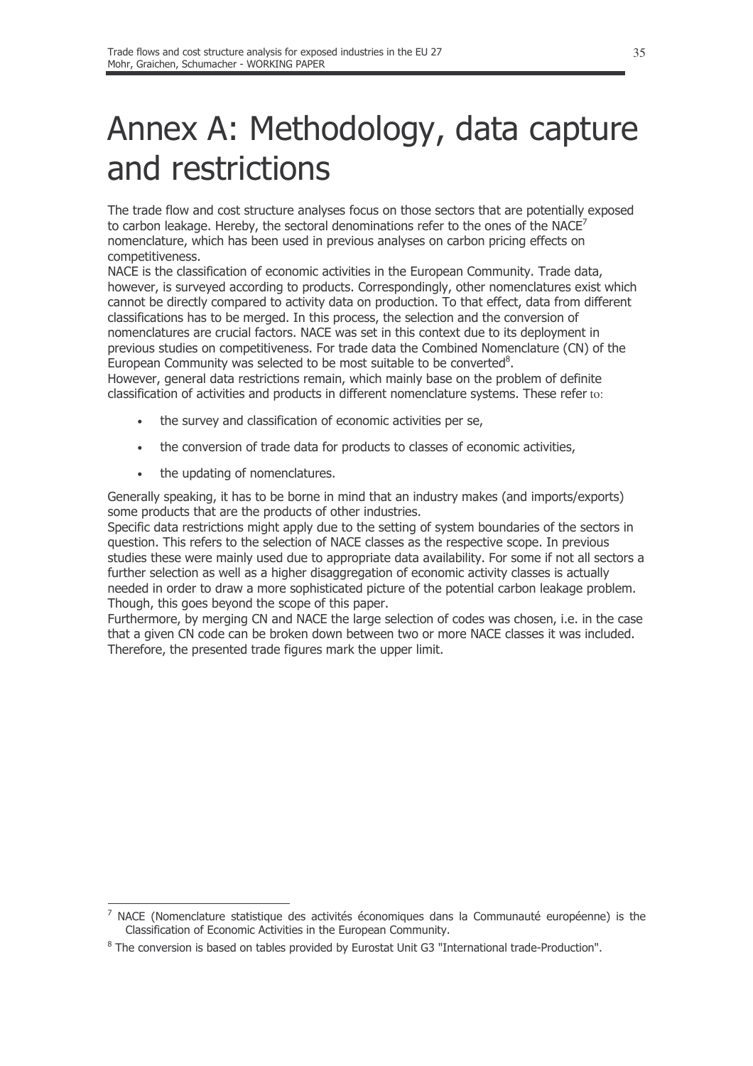# Annex A: Methodology, data capture and restrictions

The trade flow and cost structure analyses focus on those sectors that are potentially exposed to carbon leakage. Hereby, the sectoral denominations refer to the ones of the NACE[7] nomenclature, which has been used in previous analyses on carbon pricing effects on competitiveness.

NACE is the classification of economic activities in the European Community. Trade data, however, is surveyed according to products. Correspondingly, other nomenclatures exist which cannot be directly compared to activity data on production. To that effect, data from different classifications has to be merged. In this process, the selection and the conversion of nomenclatures are crucial factors. NACE was set in this context due to its deployment in previous studies on competitiveness. For trade data the Combined Nomenclature (CN) of the European Community was selected to be most suitable to be converted[8].

However, general data restrictions remain, which mainly base on the problem of definite classification of activities and products in different nomenclature systems. These refer to:

- the survey and classification of economic activities per se,
- the conversion of trade data for products to classes of economic activities,
- the updating of nomenclatures.

Generally speaking, it has to be borne in mind that an industry makes (and imports/exports) some products that are the products of other industries.

Specific data restrictions might apply due to the setting of system boundaries of the sectors in question. This refers to the selection of NACE classes as the respective scope. In previous studies these were mainly used due to appropriate data availability. For some if not all sectors a further selection as well as a higher disaggregation of economic activity classes is actually needed in order to draw a more sophisticated picture of the potential carbon leakage problem. Though, this goes beyond the scope of this paper.

Furthermore, by merging CN and NACE the large selection of codes was chosen, i.e. in the case that a given CN code can be broken down between two or more NACE classes it was included. Therefore, the presented trade figures mark the upper limit.

---

[7] NACE (Nomenclature statistique des activités économiques dans la Communauté européenne) is the Classification of Economic Activities in the European Community.

[8] The conversion is based on tables provided by Eurostat Unit G3 "International trade-Production".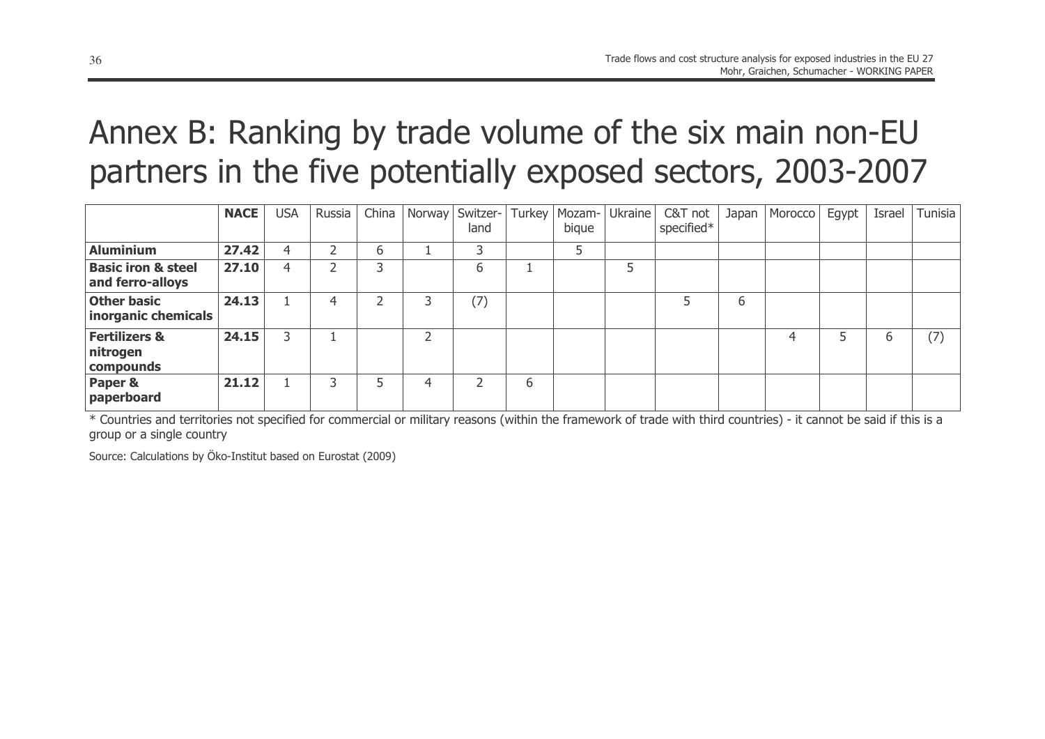# Annex B: Ranking by trade volume of the six main non-EU partners in the five potentially exposed sectors, 2003-2007

| | **NACE** | USA | Russia | China | Norway | Switzer-land | Turkey | Mozam-bique | Ukraine | C&T not specified* | Japan | Morocco | Egypt | Israel | Tunisia |
|---|---|---|---|---|---|---|---|---|---|---|---|---|---|---|---|
| **Aluminium** | **27.42** | 4 | 2 | 6 | 1 | 3 | | 5 | | | | | | | |
| **Basic iron & steel and ferro-alloys** | **27.10** | 4 | 2 | 3 | | 6 | 1 | | 5 | | | | | | |
| **Other basic inorganic chemicals** | **24.13** | 1 | 4 | 2 | 3 | (7) | | | | 5 | 6 | | | | |
| **Fertilizers & nitrogen compounds** | **24.15** | 3 | 1 | | 2 | | | | | | | 4 | 5 | 6 | (7) |
| **Paper & paperboard** | **21.12** | 1 | 3 | 5 | 4 | 2 | 6 | | | | | | | | |

* Countries and territories not specified for commercial or military reasons (within the framework of trade with third countries) - it cannot be said if this is a group or a single country

Source: Calculations by Öko-Institut based on Eurostat (2009)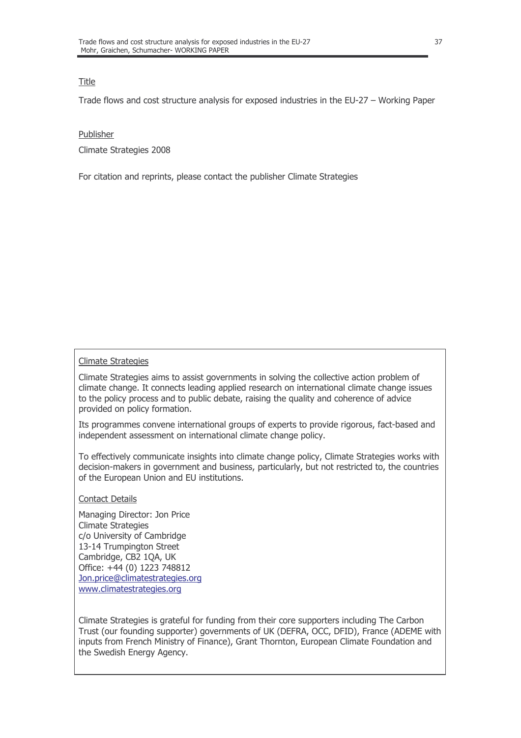Title

Trade flows and cost structure analysis for exposed industries in the EU-27 – Working Paper

Publisher

Climate Strategies 2008

For citation and reprints, please contact the publisher Climate Strategies

Climate Strategies

Climate Strategies aims to assist governments in solving the collective action problem of climate change. It connects leading applied research on international climate change issues to the policy process and to public debate, raising the quality and coherence of advice provided on policy formation.

Its programmes convene international groups of experts to provide rigorous, fact-based and independent assessment on international climate change policy.

To effectively communicate insights into climate change policy, Climate Strategies works with decision-makers in government and business, particularly, but not restricted to, the countries of the European Union and EU institutions.

Contact Details

Managing Director: Jon Price
Climate Strategies
c/o University of Cambridge
13-14 Trumpington Street
Cambridge, CB2 1QA, UK
Office: +44 (0) 1223 748812
Jon.price@climatestrategies.org
www.climatestrategies.org

Climate Strategies is grateful for funding from their core supporters including The Carbon Trust (our founding supporter) governments of UK (DEFRA, OCC, DFID), France (ADEME with inputs from French Ministry of Finance), Grant Thornton, European Climate Foundation and the Swedish Energy Agency.